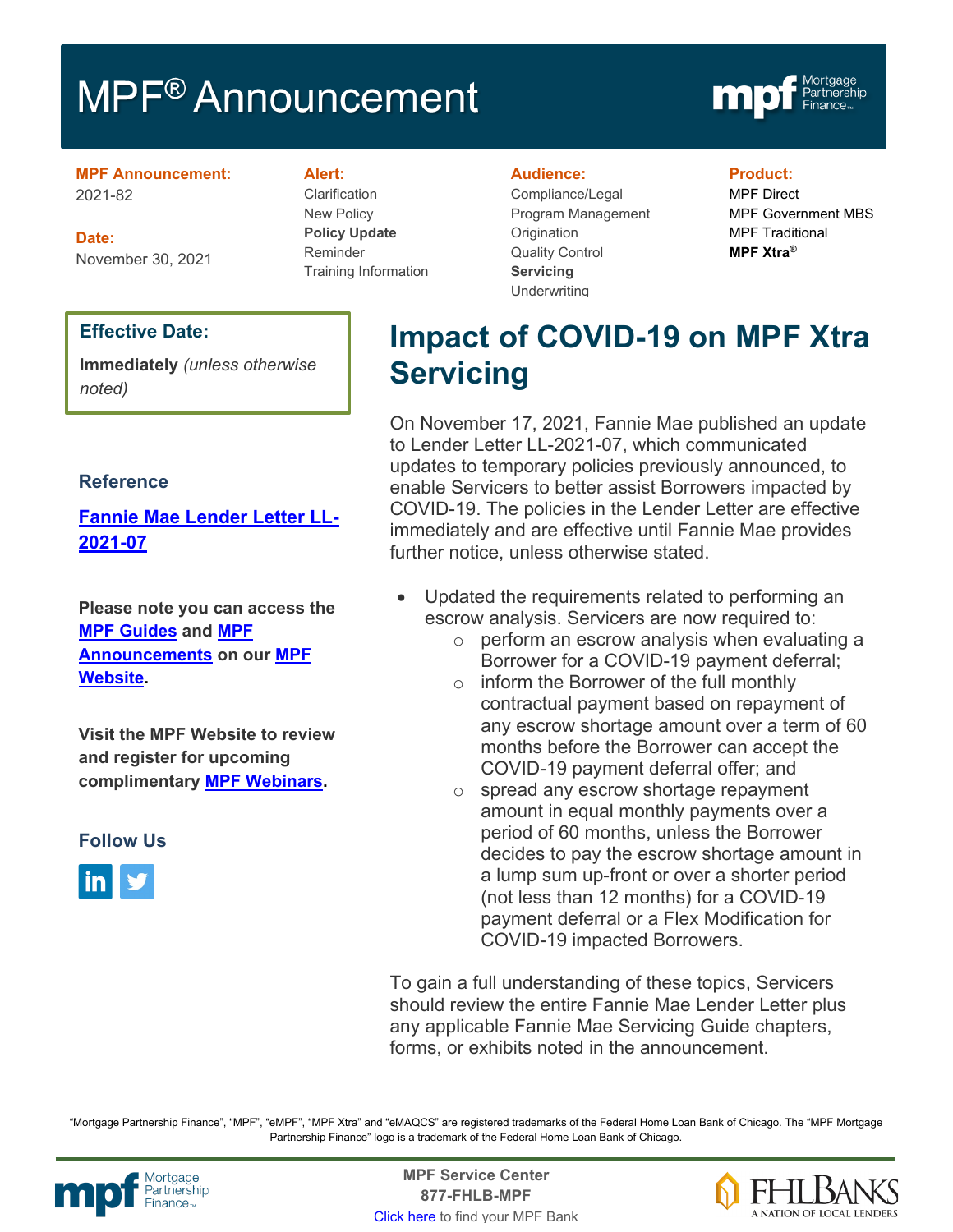# MPF® Announcement

**MPF Announcement:**
2021-82

**Date:**
November 30, 2021

**Alert:**
Clarification
New Policy
**Policy Update**
Reminder
Training Information

**Audience:**
Compliance/Legal
Program Management
Origination
Quality Control
**Servicing**
Underwriting

**Product:**
MPF Direct
MPF Government MBS
MPF Traditional
**MPF Xtra®**

**Effective Date:**

**Immediately** *(unless otherwise noted)*

**Reference**

**Fannie Mae Lender Letter LL-2021-07**

**Please note you can access the MPF Guides and MPF Announcements on our MPF Website.**

**Visit the MPF Website to review and register for upcoming complimentary MPF Webinars.**

**Follow Us**

## Impact of COVID-19 on MPF Xtra Servicing

On November 17, 2021, Fannie Mae published an update to Lender Letter LL-2021-07, which communicated updates to temporary policies previously announced, to enable Servicers to better assist Borrowers impacted by COVID-19. The policies in the Lender Letter are effective immediately and are effective until Fannie Mae provides further notice, unless otherwise stated.

- Updated the requirements related to performing an escrow analysis. Servicers are now required to:
  - perform an escrow analysis when evaluating a Borrower for a COVID-19 payment deferral;
  - inform the Borrower of the full monthly contractual payment based on repayment of any escrow shortage amount over a term of 60 months before the Borrower can accept the COVID-19 payment deferral offer; and
  - spread any escrow shortage repayment amount in equal monthly payments over a period of 60 months, unless the Borrower decides to pay the escrow shortage amount in a lump sum up-front or over a shorter period (not less than 12 months) for a COVID-19 payment deferral or a Flex Modification for COVID-19 impacted Borrowers.

To gain a full understanding of these topics, Servicers should review the entire Fannie Mae Lender Letter plus any applicable Fannie Mae Servicing Guide chapters, forms, or exhibits noted in the announcement.

"Mortgage Partnership Finance", "MPF", "eMPF", "MPF Xtra" and "eMAQCS" are registered trademarks of the Federal Home Loan Bank of Chicago. The "MPF Mortgage Partnership Finance" logo is a trademark of the Federal Home Loan Bank of Chicago.

**MPF Service Center**
**877-FHLB-MPF**
Click here to find your MPF Bank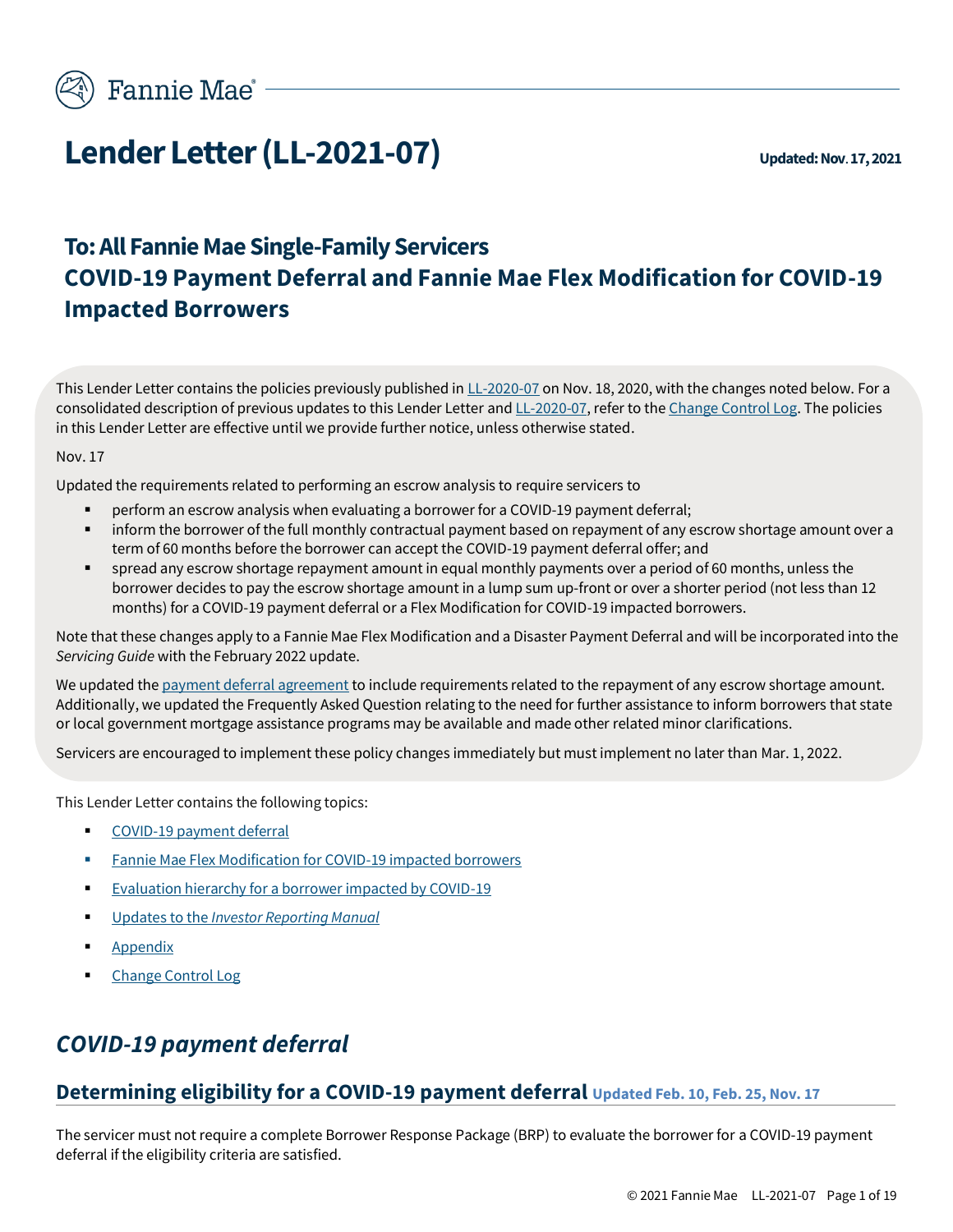# Lender Letter (LL-2021-07)

**Updated: Nov. 17, 2021**

## To: All Fannie Mae Single-Family Servicers
## COVID-19 Payment Deferral and Fannie Mae Flex Modification for COVID-19 Impacted Borrowers

This Lender Letter contains the policies previously published in LL-2020-07 on Nov. 18, 2020, with the changes noted below. For a consolidated description of previous updates to this Lender Letter and LL-2020-07, refer to the Change Control Log. The policies in this Lender Letter are effective until we provide further notice, unless otherwise stated.

Nov. 17

Updated the requirements related to performing an escrow analysis to require servicers to

- perform an escrow analysis when evaluating a borrower for a COVID-19 payment deferral;
- inform the borrower of the full monthly contractual payment based on repayment of any escrow shortage amount over a term of 60 months before the borrower can accept the COVID-19 payment deferral offer; and
- spread any escrow shortage repayment amount in equal monthly payments over a period of 60 months, unless the borrower decides to pay the escrow shortage amount in a lump sum up-front or over a shorter period (not less than 12 months) for a COVID-19 payment deferral or a Flex Modification for COVID-19 impacted borrowers.

Note that these changes apply to a Fannie Mae Flex Modification and a Disaster Payment Deferral and will be incorporated into the *Servicing Guide* with the February 2022 update.

We updated the payment deferral agreement to include requirements related to the repayment of any escrow shortage amount. Additionally, we updated the Frequently Asked Question relating to the need for further assistance to inform borrowers that state or local government mortgage assistance programs may be available and made other related minor clarifications.

Servicers are encouraged to implement these policy changes immediately but must implement no later than Mar. 1, 2022.

This Lender Letter contains the following topics:

- COVID-19 payment deferral
- Fannie Mae Flex Modification for COVID-19 impacted borrowers
- Evaluation hierarchy for a borrower impacted by COVID-19
- Updates to the *Investor Reporting Manual*
- Appendix
- Change Control Log

## *COVID-19 payment deferral*

### Determining eligibility for a COVID-19 payment deferral Updated Feb. 10, Feb. 25, Nov. 17

The servicer must not require a complete Borrower Response Package (BRP) to evaluate the borrower for a COVID-19 payment deferral if the eligibility criteria are satisfied.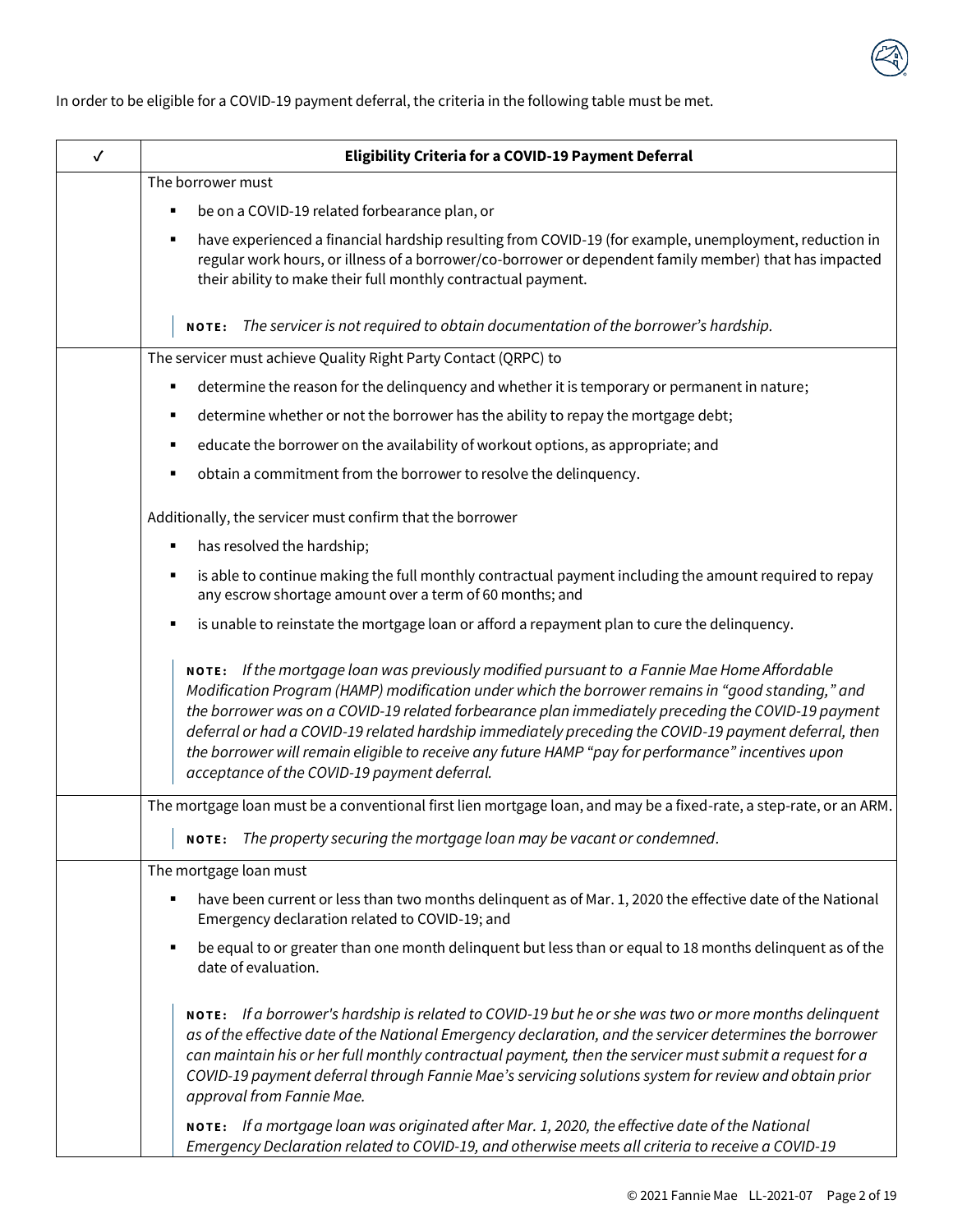In order to be eligible for a COVID-19 payment deferral, the criteria in the following table must be met.

| ✓ | Eligibility Criteria for a COVID-19 Payment Deferral |
|---|---|
| | The borrower must<br>▪ be on a COVID-19 related forbearance plan, or<br>▪ have experienced a financial hardship resulting from COVID-19 (for example, unemployment, reduction in regular work hours, or illness of a borrower/co-borrower or dependent family member) that has impacted their ability to make their full monthly contractual payment.<br>**NOTE:** *The servicer is not required to obtain documentation of the borrower's hardship.* |
| | The servicer must achieve Quality Right Party Contact (QRPC) to<br>▪ determine the reason for the delinquency and whether it is temporary or permanent in nature;<br>▪ determine whether or not the borrower has the ability to repay the mortgage debt;<br>▪ educate the borrower on the availability of workout options, as appropriate; and<br>▪ obtain a commitment from the borrower to resolve the delinquency.<br>Additionally, the servicer must confirm that the borrower<br>▪ has resolved the hardship;<br>▪ is able to continue making the full monthly contractual payment including the amount required to repay any escrow shortage amount over a term of 60 months; and<br>▪ is unable to reinstate the mortgage loan or afford a repayment plan to cure the delinquency.<br>**NOTE:** *If the mortgage loan was previously modified pursuant to a Fannie Mae Home Affordable Modification Program (HAMP) modification under which the borrower remains in "good standing," and the borrower was on a COVID-19 related forbearance plan immediately preceding the COVID-19 payment deferral or had a COVID-19 related hardship immediately preceding the COVID-19 payment deferral, then the borrower will remain eligible to receive any future HAMP "pay for performance" incentives upon acceptance of the COVID-19 payment deferral.* |
| | The mortgage loan must be a conventional first lien mortgage loan, and may be a fixed-rate, a step-rate, or an ARM.<br>**NOTE:** *The property securing the mortgage loan may be vacant or condemned.* |
| | The mortgage loan must<br>▪ have been current or less than two months delinquent as of Mar. 1, 2020 the effective date of the National Emergency declaration related to COVID-19; and<br>▪ be equal to or greater than one month delinquent but less than or equal to 18 months delinquent as of the date of evaluation.<br>**NOTE:** *If a borrower's hardship is related to COVID-19 but he or she was two or more months delinquent as of the effective date of the National Emergency declaration, and the servicer determines the borrower can maintain his or her full monthly contractual payment, then the servicer must submit a request for a COVID-19 payment deferral through Fannie Mae's servicing solutions system for review and obtain prior approval from Fannie Mae.*<br>**NOTE:** *If a mortgage loan was originated after Mar. 1, 2020, the effective date of the National Emergency Declaration related to COVID-19, and otherwise meets all criteria to receive a COVID-19* |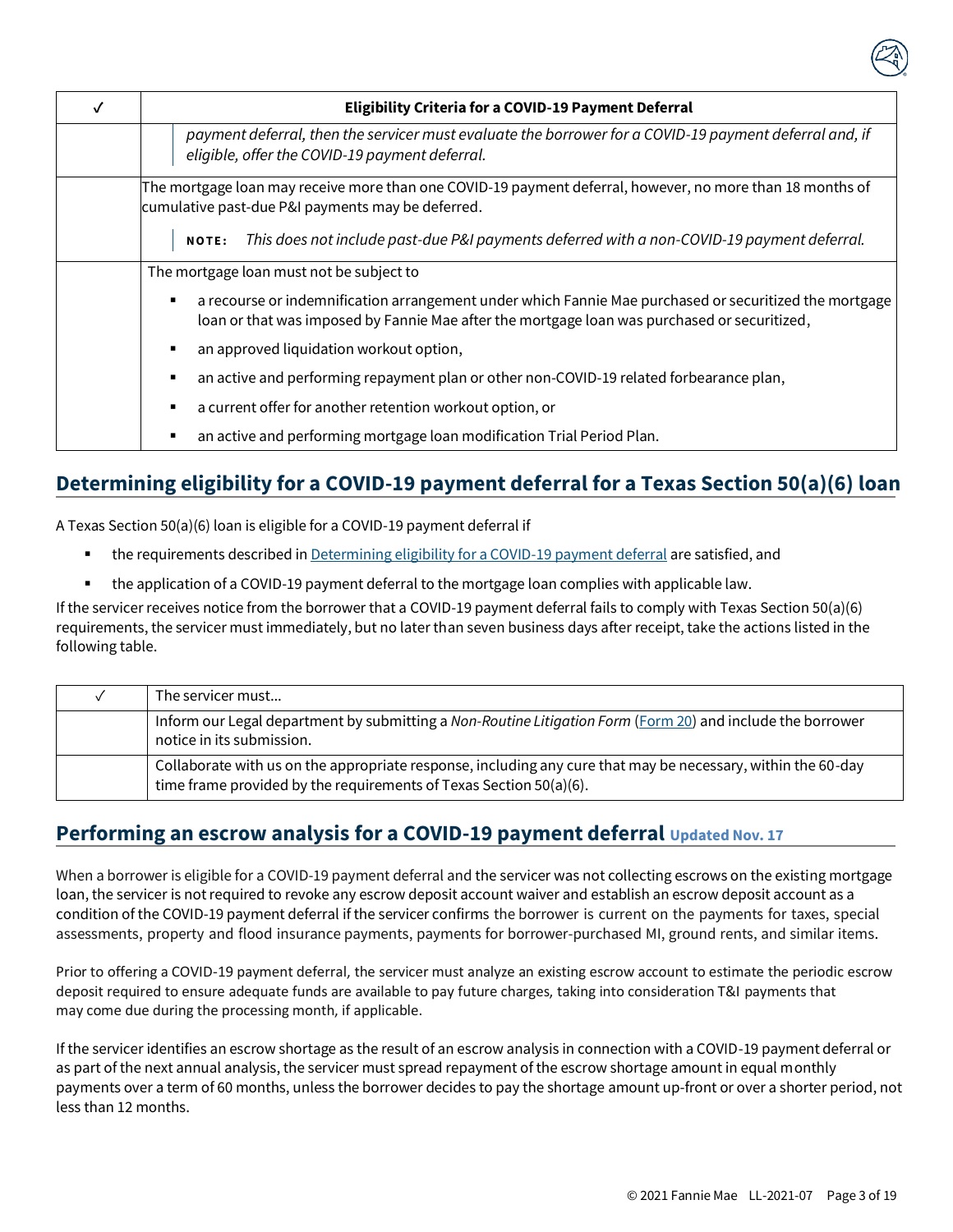| ✓ | Eligibility Criteria for a COVID-19 Payment Deferral |
|---|---|
| | *payment deferral, then the servicer must evaluate the borrower for a COVID-19 payment deferral and, if eligible, offer the COVID-19 payment deferral.* |
| | The mortgage loan may receive more than one COVID-19 payment deferral, however, no more than 18 months of cumulative past-due P&I payments may be deferred.<br><br>**NOTE:** *This does not include past-due P&I payments deferred with a non-COVID-19 payment deferral.* |
| | The mortgage loan must not be subject to<br>▪ a recourse or indemnification arrangement under which Fannie Mae purchased or securitized the mortgage loan or that was imposed by Fannie Mae after the mortgage loan was purchased or securitized,<br>▪ an approved liquidation workout option,<br>▪ an active and performing repayment plan or other non-COVID-19 related forbearance plan,<br>▪ a current offer for another retention workout option, or<br>▪ an active and performing mortgage loan modification Trial Period Plan. |

## Determining eligibility for a COVID-19 payment deferral for a Texas Section 50(a)(6) loan

A Texas Section 50(a)(6) loan is eligible for a COVID-19 payment deferral if

- the requirements described in Determining eligibility for a COVID-19 payment deferral are satisfied, and
- the application of a COVID-19 payment deferral to the mortgage loan complies with applicable law.

If the servicer receives notice from the borrower that a COVID-19 payment deferral fails to comply with Texas Section 50(a)(6) requirements, the servicer must immediately, but no later than seven business days after receipt, take the actions listed in the following table.

| ✓ | The servicer must… |
|---|---|
| | Inform our Legal department by submitting a *Non-Routine Litigation Form* (Form 20) and include the borrower notice in its submission. |
| | Collaborate with us on the appropriate response, including any cure that may be necessary, within the 60-day time frame provided by the requirements of Texas Section 50(a)(6). |

## Performing an escrow analysis for a COVID-19 payment deferral Updated Nov. 17

When a borrower is eligible for a COVID-19 payment deferral and the servicer was not collecting escrows on the existing mortgage loan, the servicer is not required to revoke any escrow deposit account waiver and establish an escrow deposit account as a condition of the COVID-19 payment deferral if the servicer confirms the borrower is current on the payments for taxes, special assessments, property and flood insurance payments, payments for borrower-purchased MI, ground rents, and similar items.

Prior to offering a COVID-19 payment deferral, the servicer must analyze an existing escrow account to estimate the periodic escrow deposit required to ensure adequate funds are available to pay future charges, taking into consideration T&I payments that may come due during the processing month, if applicable.

If the servicer identifies an escrow shortage as the result of an escrow analysis in connection with a COVID-19 payment deferral or as part of the next annual analysis, the servicer must spread repayment of the escrow shortage amount in equal monthly payments over a term of 60 months, unless the borrower decides to pay the shortage amount up-front or over a shorter period, not less than 12 months.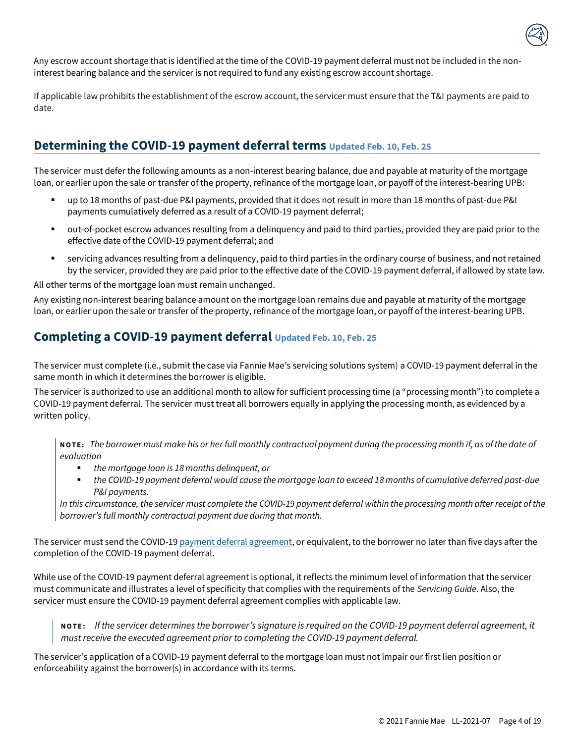Any escrow account shortage that is identified at the time of the COVID-19 payment deferral must not be included in the non-interest bearing balance and the servicer is not required to fund any existing escrow account shortage.

If applicable law prohibits the establishment of the escrow account, the servicer must ensure that the T&I payments are paid to date.

## Determining the COVID-19 payment deferral terms Updated Feb. 10, Feb. 25

The servicer must defer the following amounts as a non-interest bearing balance, due and payable at maturity of the mortgage loan, or earlier upon the sale or transfer of the property, refinance of the mortgage loan, or payoff of the interest-bearing UPB:

- up to 18 months of past-due P&I payments, provided that it does not result in more than 18 months of past-due P&I payments cumulatively deferred as a result of a COVID-19 payment deferral;
- out-of-pocket escrow advances resulting from a delinquency and paid to third parties, provided they are paid prior to the effective date of the COVID-19 payment deferral; and
- servicing advances resulting from a delinquency, paid to third parties in the ordinary course of business, and not retained by the servicer, provided they are paid prior to the effective date of the COVID-19 payment deferral, if allowed by state law.

All other terms of the mortgage loan must remain unchanged.

Any existing non-interest bearing balance amount on the mortgage loan remains due and payable at maturity of the mortgage loan, or earlier upon the sale or transfer of the property, refinance of the mortgage loan, or payoff of the interest-bearing UPB.

## Completing a COVID-19 payment deferral Updated Feb. 10, Feb. 25

The servicer must complete (i.e., submit the case via Fannie Mae's servicing solutions system) a COVID-19 payment deferral in the same month in which it determines the borrower is eligible.

The servicer is authorized to use an additional month to allow for sufficient processing time (a "processing month") to complete a COVID-19 payment deferral. The servicer must treat all borrowers equally in applying the processing month, as evidenced by a written policy.

> **NOTE:** *The borrower must make his or her full monthly contractual payment during the processing month if, as of the date of evaluation*
>
> - *the mortgage loan is 18 months delinquent, or*
> - *the COVID-19 payment deferral would cause the mortgage loan to exceed 18 months of cumulative deferred past-due P&I payments.*
>
> *In this circumstance, the servicer must complete the COVID-19 payment deferral within the processing month after receipt of the borrower's full monthly contractual payment due during that month.*

The servicer must send the COVID-19 payment deferral agreement, or equivalent, to the borrower no later than five days after the completion of the COVID-19 payment deferral.

While use of the COVID-19 payment deferral agreement is optional, it reflects the minimum level of information that the servicer must communicate and illustrates a level of specificity that complies with the requirements of the *Servicing Guide*. Also, the servicer must ensure the COVID-19 payment deferral agreement complies with applicable law.

> **NOTE:** *If the servicer determines the borrower's signature is required on the COVID-19 payment deferral agreement, it must receive the executed agreement prior to completing the COVID-19 payment deferral.*

The servicer's application of a COVID-19 payment deferral to the mortgage loan must not impair our first lien position or enforceability against the borrower(s) in accordance with its terms.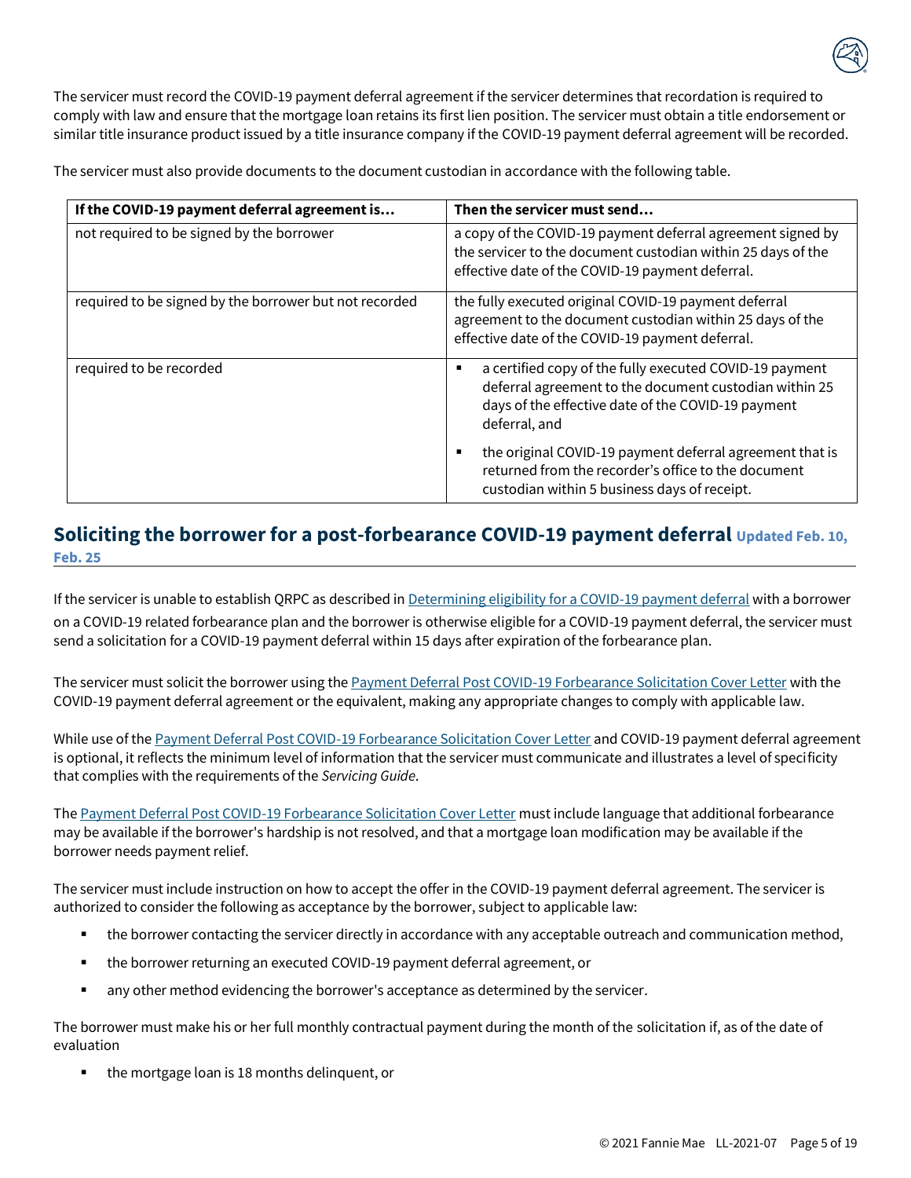The servicer must record the COVID-19 payment deferral agreement if the servicer determines that recordation is required to comply with law and ensure that the mortgage loan retains its first lien position. The servicer must obtain a title endorsement or similar title insurance product issued by a title insurance company if the COVID-19 payment deferral agreement will be recorded.

The servicer must also provide documents to the document custodian in accordance with the following table.

| If the COVID-19 payment deferral agreement is… | Then the servicer must send… |
|---|---|
| not required to be signed by the borrower | a copy of the COVID-19 payment deferral agreement signed by the servicer to the document custodian within 25 days of the effective date of the COVID-19 payment deferral. |
| required to be signed by the borrower but not recorded | the fully executed original COVID-19 payment deferral agreement to the document custodian within 25 days of the effective date of the COVID-19 payment deferral. |
| required to be recorded | ▪ a certified copy of the fully executed COVID-19 payment deferral agreement to the document custodian within 25 days of the effective date of the COVID-19 payment deferral, and<br>▪ the original COVID-19 payment deferral agreement that is returned from the recorder's office to the document custodian within 5 business days of receipt. |

## Soliciting the borrower for a post-forbearance COVID-19 payment deferral Updated Feb. 10, Feb. 25

If the servicer is unable to establish QRPC as described in Determining eligibility for a COVID-19 payment deferral with a borrower on a COVID-19 related forbearance plan and the borrower is otherwise eligible for a COVID-19 payment deferral, the servicer must send a solicitation for a COVID-19 payment deferral within 15 days after expiration of the forbearance plan.

The servicer must solicit the borrower using the Payment Deferral Post COVID-19 Forbearance Solicitation Cover Letter with the COVID-19 payment deferral agreement or the equivalent, making any appropriate changes to comply with applicable law.

While use of the Payment Deferral Post COVID-19 Forbearance Solicitation Cover Letter and COVID-19 payment deferral agreement is optional, it reflects the minimum level of information that the servicer must communicate and illustrates a level of specificity that complies with the requirements of the *Servicing Guide*.

The Payment Deferral Post COVID-19 Forbearance Solicitation Cover Letter must include language that additional forbearance may be available if the borrower's hardship is not resolved, and that a mortgage loan modification may be available if the borrower needs payment relief.

The servicer must include instruction on how to accept the offer in the COVID-19 payment deferral agreement. The servicer is authorized to consider the following as acceptance by the borrower, subject to applicable law:

- the borrower contacting the servicer directly in accordance with any acceptable outreach and communication method,
- the borrower returning an executed COVID-19 payment deferral agreement, or
- any other method evidencing the borrower's acceptance as determined by the servicer.

The borrower must make his or her full monthly contractual payment during the month of the solicitation if, as of the date of evaluation

- the mortgage loan is 18 months delinquent, or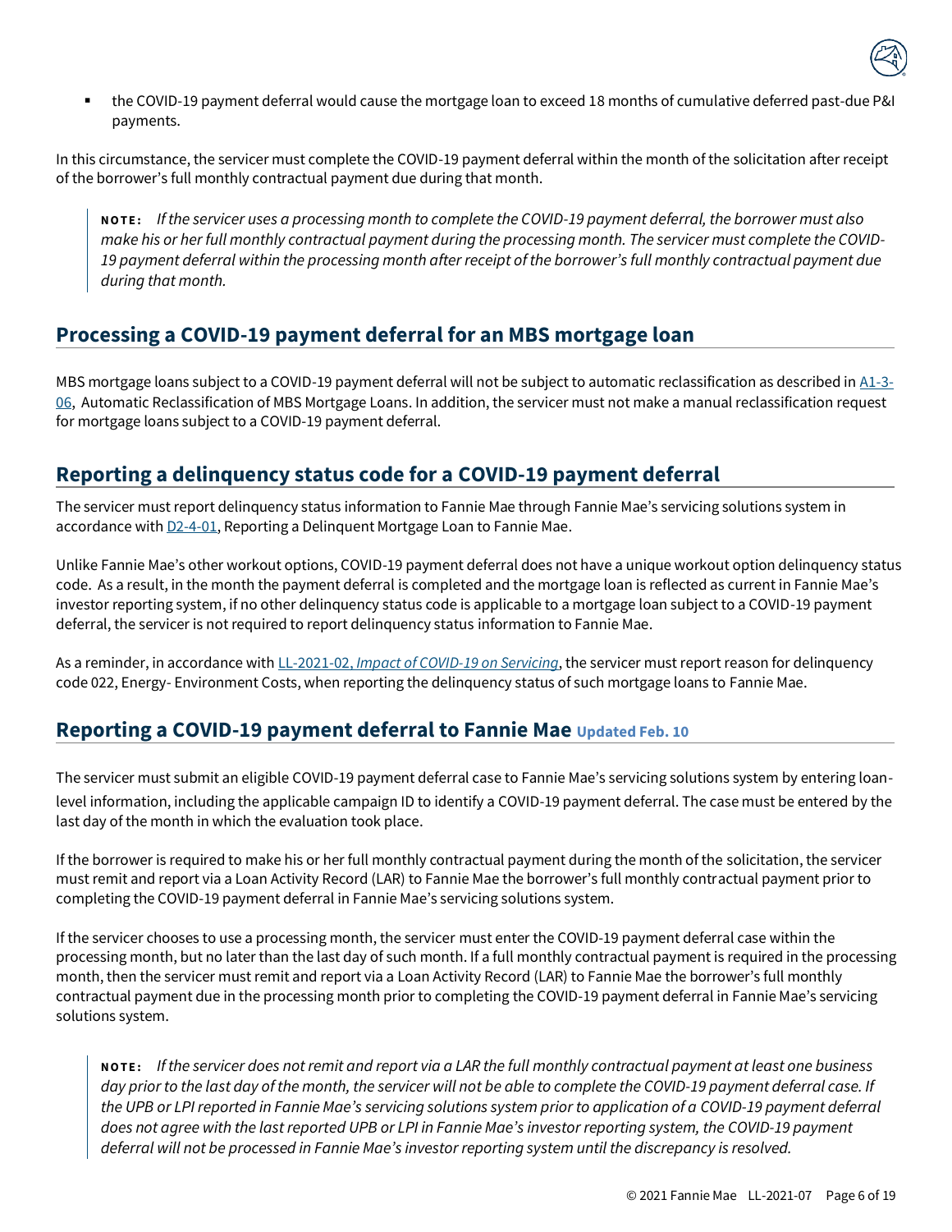- the COVID-19 payment deferral would cause the mortgage loan to exceed 18 months of cumulative deferred past-due P&I payments.

In this circumstance, the servicer must complete the COVID-19 payment deferral within the month of the solicitation after receipt of the borrower's full monthly contractual payment due during that month.

> **NOTE:** *If the servicer uses a processing month to complete the COVID-19 payment deferral, the borrower must also make his or her full monthly contractual payment during the processing month. The servicer must complete the COVID-19 payment deferral within the processing month after receipt of the borrower's full monthly contractual payment due during that month.*

## Processing a COVID-19 payment deferral for an MBS mortgage loan

MBS mortgage loans subject to a COVID-19 payment deferral will not be subject to automatic reclassification as described in A1-3-06, Automatic Reclassification of MBS Mortgage Loans. In addition, the servicer must not make a manual reclassification request for mortgage loans subject to a COVID-19 payment deferral.

## Reporting a delinquency status code for a COVID-19 payment deferral

The servicer must report delinquency status information to Fannie Mae through Fannie Mae's servicing solutions system in accordance with D2-4-01, Reporting a Delinquent Mortgage Loan to Fannie Mae.

Unlike Fannie Mae's other workout options, COVID-19 payment deferral does not have a unique workout option delinquency status code. As a result, in the month the payment deferral is completed and the mortgage loan is reflected as current in Fannie Mae's investor reporting system, if no other delinquency status code is applicable to a mortgage loan subject to a COVID-19 payment deferral, the servicer is not required to report delinquency status information to Fannie Mae.

As a reminder, in accordance with LL-2021-02, *Impact of COVID-19 on Servicing*, the servicer must report reason for delinquency code 022, Energy- Environment Costs, when reporting the delinquency status of such mortgage loans to Fannie Mae.

## Reporting a COVID-19 payment deferral to Fannie Mae Updated Feb. 10

The servicer must submit an eligible COVID-19 payment deferral case to Fannie Mae's servicing solutions system by entering loan-level information, including the applicable campaign ID to identify a COVID-19 payment deferral. The case must be entered by the last day of the month in which the evaluation took place.

If the borrower is required to make his or her full monthly contractual payment during the month of the solicitation, the servicer must remit and report via a Loan Activity Record (LAR) to Fannie Mae the borrower's full monthly contractual payment prior to completing the COVID-19 payment deferral in Fannie Mae's servicing solutions system.

If the servicer chooses to use a processing month, the servicer must enter the COVID-19 payment deferral case within the processing month, but no later than the last day of such month. If a full monthly contractual payment is required in the processing month, then the servicer must remit and report via a Loan Activity Record (LAR) to Fannie Mae the borrower's full monthly contractual payment due in the processing month prior to completing the COVID-19 payment deferral in Fannie Mae's servicing solutions system.

> **NOTE:** *If the servicer does not remit and report via a LAR the full monthly contractual payment at least one business day prior to the last day of the month, the servicer will not be able to complete the COVID-19 payment deferral case. If the UPB or LPI reported in Fannie Mae's servicing solutions system prior to application of a COVID-19 payment deferral does not agree with the last reported UPB or LPI in Fannie Mae's investor reporting system, the COVID-19 payment deferral will not be processed in Fannie Mae's investor reporting system until the discrepancy is resolved.*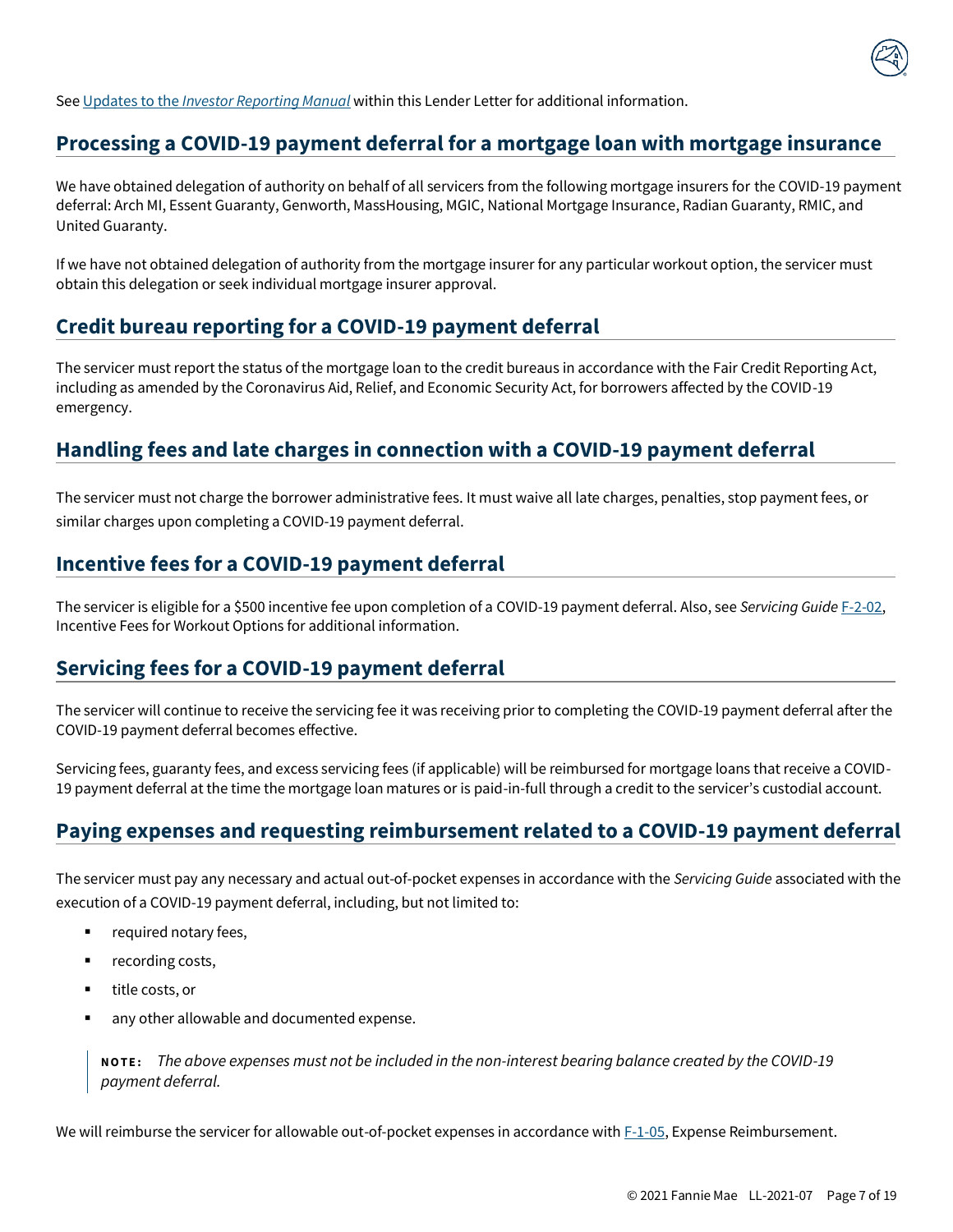See Updates to the *Investor Reporting Manual* within this Lender Letter for additional information.

## Processing a COVID-19 payment deferral for a mortgage loan with mortgage insurance

We have obtained delegation of authority on behalf of all servicers from the following mortgage insurers for the COVID-19 payment deferral: Arch MI, Essent Guaranty, Genworth, MassHousing, MGIC, National Mortgage Insurance, Radian Guaranty, RMIC, and United Guaranty.

If we have not obtained delegation of authority from the mortgage insurer for any particular workout option, the servicer must obtain this delegation or seek individual mortgage insurer approval.

## Credit bureau reporting for a COVID-19 payment deferral

The servicer must report the status of the mortgage loan to the credit bureaus in accordance with the Fair Credit Reporting Act, including as amended by the Coronavirus Aid, Relief, and Economic Security Act, for borrowers affected by the COVID-19 emergency.

## Handling fees and late charges in connection with a COVID-19 payment deferral

The servicer must not charge the borrower administrative fees. It must waive all late charges, penalties, stop payment fees, or similar charges upon completing a COVID-19 payment deferral.

## Incentive fees for a COVID-19 payment deferral

The servicer is eligible for a $500 incentive fee upon completion of a COVID-19 payment deferral. Also, see *Servicing Guide* F-2-02, Incentive Fees for Workout Options for additional information.

## Servicing fees for a COVID-19 payment deferral

The servicer will continue to receive the servicing fee it was receiving prior to completing the COVID-19 payment deferral after the COVID-19 payment deferral becomes effective.

Servicing fees, guaranty fees, and excess servicing fees (if applicable) will be reimbursed for mortgage loans that receive a COVID-19 payment deferral at the time the mortgage loan matures or is paid-in-full through a credit to the servicer's custodial account.

## Paying expenses and requesting reimbursement related to a COVID-19 payment deferral

The servicer must pay any necessary and actual out-of-pocket expenses in accordance with the *Servicing Guide* associated with the execution of a COVID-19 payment deferral, including, but not limited to:

- required notary fees,
- recording costs,
- title costs, or
- any other allowable and documented expense.

> **NOTE:** *The above expenses must not be included in the non-interest bearing balance created by the COVID-19 payment deferral.*

We will reimburse the servicer for allowable out-of-pocket expenses in accordance with F-1-05, Expense Reimbursement.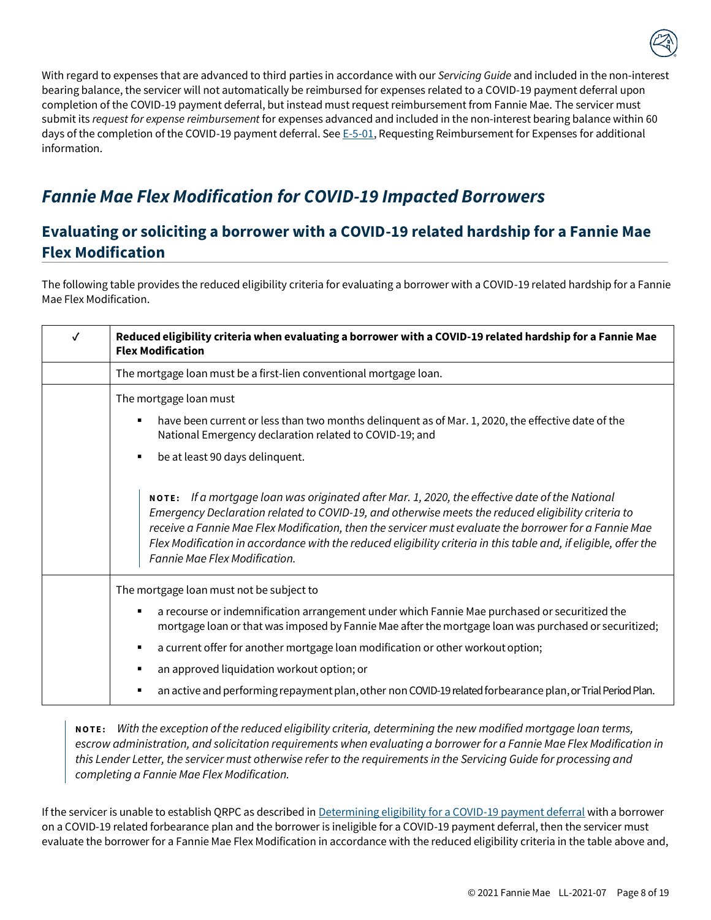With regard to expenses that are advanced to third parties in accordance with our *Servicing Guide* and included in the non-interest bearing balance, the servicer will not automatically be reimbursed for expenses related to a COVID-19 payment deferral upon completion of the COVID-19 payment deferral, but instead must request reimbursement from Fannie Mae. The servicer must submit its *request for expense reimbursement* for expenses advanced and included in the non-interest bearing balance within 60 days of the completion of the COVID-19 payment deferral. See E-5-01, Requesting Reimbursement for Expenses for additional information.

## *Fannie Mae Flex Modification for COVID-19 Impacted Borrowers*

### Evaluating or soliciting a borrower with a COVID-19 related hardship for a Fannie Mae Flex Modification

The following table provides the reduced eligibility criteria for evaluating a borrower with a COVID-19 related hardship for a Fannie Mae Flex Modification.

| ✓ | Reduced eligibility criteria when evaluating a borrower with a COVID-19 related hardship for a Fannie Mae Flex Modification |
|---|---|
| | The mortgage loan must be a first-lien conventional mortgage loan. |
| | The mortgage loan must<br>▪ have been current or less than two months delinquent as of Mar. 1, 2020, the effective date of the National Emergency declaration related to COVID-19; and<br>▪ be at least 90 days delinquent.<br><br>**NOTE:** *If a mortgage loan was originated after Mar. 1, 2020, the effective date of the National Emergency Declaration related to COVID-19, and otherwise meets the reduced eligibility criteria to receive a Fannie Mae Flex Modification, then the servicer must evaluate the borrower for a Fannie Mae Flex Modification in accordance with the reduced eligibility criteria in this table and, if eligible, offer the Fannie Mae Flex Modification.* |
| | The mortgage loan must not be subject to<br>▪ a recourse or indemnification arrangement under which Fannie Mae purchased or securitized the mortgage loan or that was imposed by Fannie Mae after the mortgage loan was purchased or securitized;<br>▪ a current offer for another mortgage loan modification or other workout option;<br>▪ an approved liquidation workout option; or<br>▪ an active and performing repayment plan, other non COVID-19 related forbearance plan, or Trial Period Plan. |

> **NOTE:** *With the exception of the reduced eligibility criteria, determining the new modified mortgage loan terms, escrow administration, and solicitation requirements when evaluating a borrower for a Fannie Mae Flex Modification in this Lender Letter, the servicer must otherwise refer to the requirements in the Servicing Guide for processing and completing a Fannie Mae Flex Modification.*

If the servicer is unable to establish QRPC as described in Determining eligibility for a COVID-19 payment deferral with a borrower on a COVID-19 related forbearance plan and the borrower is ineligible for a COVID-19 payment deferral, then the servicer must evaluate the borrower for a Fannie Mae Flex Modification in accordance with the reduced eligibility criteria in the table above and,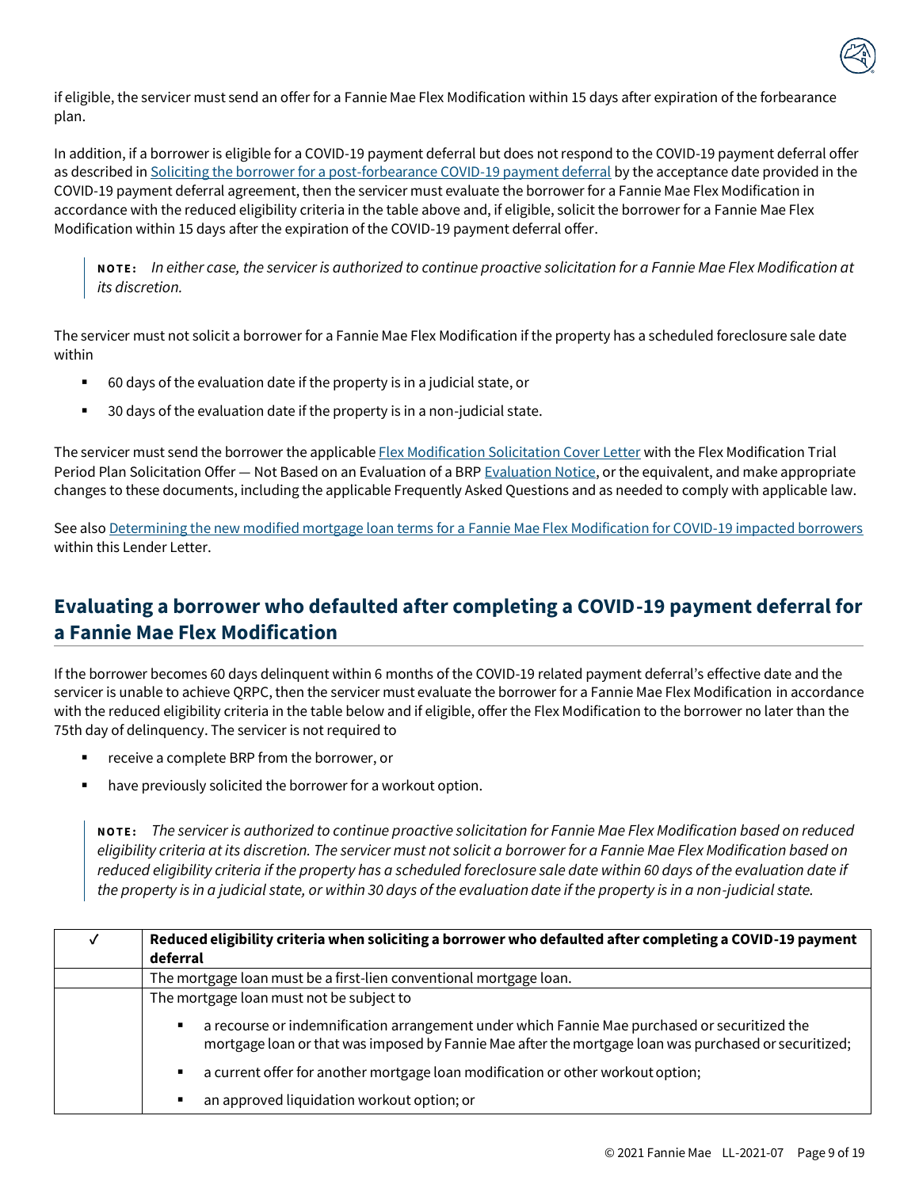if eligible, the servicer must send an offer for a Fannie Mae Flex Modification within 15 days after expiration of the forbearance plan.

In addition, if a borrower is eligible for a COVID-19 payment deferral but does not respond to the COVID-19 payment deferral offer as described in Soliciting the borrower for a post-forbearance COVID-19 payment deferral by the acceptance date provided in the COVID-19 payment deferral agreement, then the servicer must evaluate the borrower for a Fannie Mae Flex Modification in accordance with the reduced eligibility criteria in the table above and, if eligible, solicit the borrower for a Fannie Mae Flex Modification within 15 days after the expiration of the COVID-19 payment deferral offer.

> **NOTE:** *In either case, the servicer is authorized to continue proactive solicitation for a Fannie Mae Flex Modification at its discretion.*

The servicer must not solicit a borrower for a Fannie Mae Flex Modification if the property has a scheduled foreclosure sale date within

- 60 days of the evaluation date if the property is in a judicial state, or
- 30 days of the evaluation date if the property is in a non-judicial state.

The servicer must send the borrower the applicable Flex Modification Solicitation Cover Letter with the Flex Modification Trial Period Plan Solicitation Offer — Not Based on an Evaluation of a BRP Evaluation Notice, or the equivalent, and make appropriate changes to these documents, including the applicable Frequently Asked Questions and as needed to comply with applicable law.

See also Determining the new modified mortgage loan terms for a Fannie Mae Flex Modification for COVID-19 impacted borrowers within this Lender Letter.

## Evaluating a borrower who defaulted after completing a COVID-19 payment deferral for a Fannie Mae Flex Modification

If the borrower becomes 60 days delinquent within 6 months of the COVID-19 related payment deferral's effective date and the servicer is unable to achieve QRPC, then the servicer must evaluate the borrower for a Fannie Mae Flex Modification in accordance with the reduced eligibility criteria in the table below and if eligible, offer the Flex Modification to the borrower no later than the 75th day of delinquency. The servicer is not required to

- receive a complete BRP from the borrower, or
- have previously solicited the borrower for a workout option.

> **NOTE:** *The servicer is authorized to continue proactive solicitation for Fannie Mae Flex Modification based on reduced eligibility criteria at its discretion. The servicer must not solicit a borrower for a Fannie Mae Flex Modification based on reduced eligibility criteria if the property has a scheduled foreclosure sale date within 60 days of the evaluation date if the property is in a judicial state, or within 30 days of the evaluation date if the property is in a non-judicial state.*

| ✓ | **Reduced eligibility criteria when soliciting a borrower who defaulted after completing a COVID-19 payment deferral** |
|---|---|
| | The mortgage loan must be a first-lien conventional mortgage loan. |
| | The mortgage loan must not be subject to<br>▪ a recourse or indemnification arrangement under which Fannie Mae purchased or securitized the mortgage loan or that was imposed by Fannie Mae after the mortgage loan was purchased or securitized;<br>▪ a current offer for another mortgage loan modification or other workout option;<br>▪ an approved liquidation workout option; or |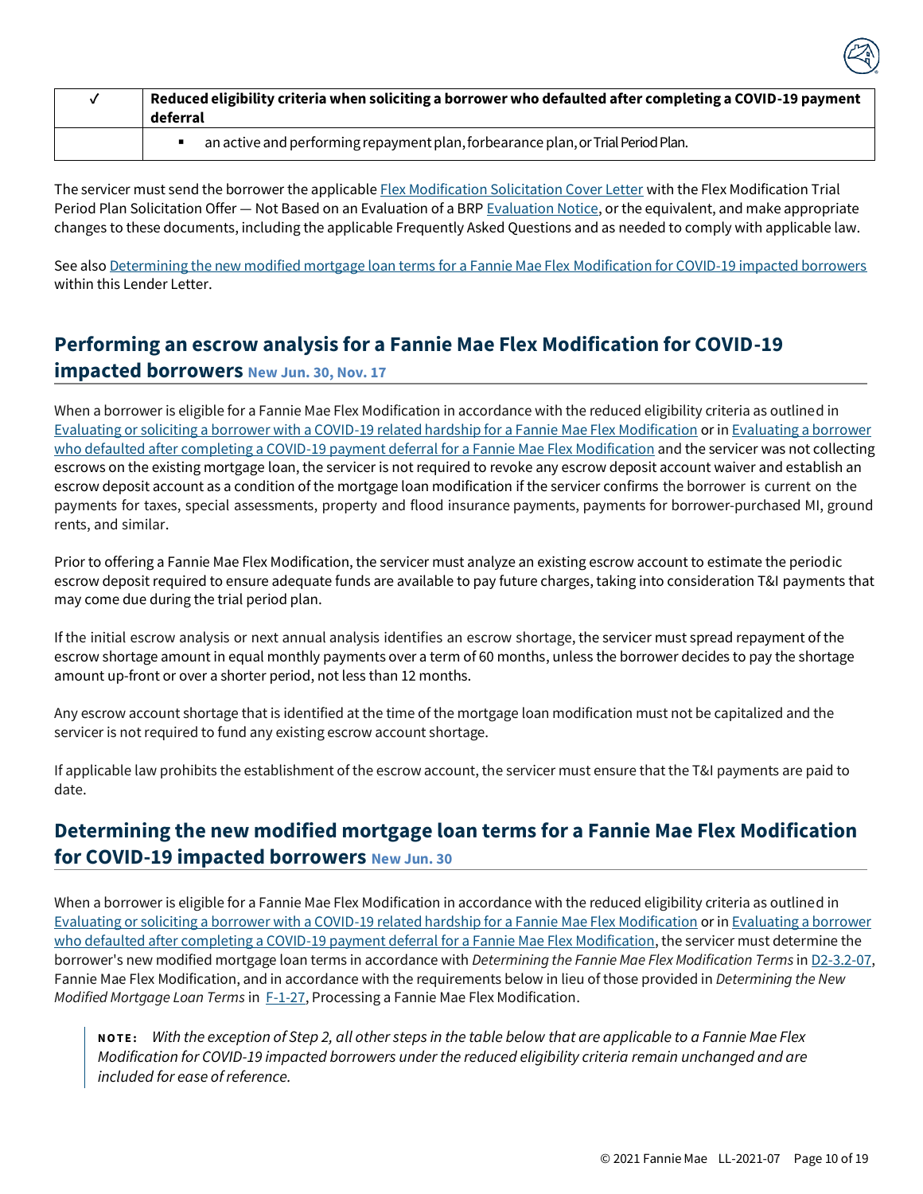| ✓ | Reduced eligibility criteria when soliciting a borrower who defaulted after completing a COVID-19 payment deferral |
|---|---|
| | ▪ an active and performing repayment plan, forbearance plan, or Trial Period Plan. |

The servicer must send the borrower the applicable Flex Modification Solicitation Cover Letter with the Flex Modification Trial Period Plan Solicitation Offer — Not Based on an Evaluation of a BRP Evaluation Notice, or the equivalent, and make appropriate changes to these documents, including the applicable Frequently Asked Questions and as needed to comply with applicable law.

See also Determining the new modified mortgage loan terms for a Fannie Mae Flex Modification for COVID-19 impacted borrowers within this Lender Letter.

## Performing an escrow analysis for a Fannie Mae Flex Modification for COVID-19 impacted borrowers New Jun. 30, Nov. 17

When a borrower is eligible for a Fannie Mae Flex Modification in accordance with the reduced eligibility criteria as outlined in Evaluating or soliciting a borrower with a COVID-19 related hardship for a Fannie Mae Flex Modification or in Evaluating a borrower who defaulted after completing a COVID-19 payment deferral for a Fannie Mae Flex Modification and the servicer was not collecting escrows on the existing mortgage loan, the servicer is not required to revoke any escrow deposit account waiver and establish an escrow deposit account as a condition of the mortgage loan modification if the servicer confirms the borrower is current on the payments for taxes, special assessments, property and flood insurance payments, payments for borrower-purchased MI, ground rents, and similar.

Prior to offering a Fannie Mae Flex Modification, the servicer must analyze an existing escrow account to estimate the periodic escrow deposit required to ensure adequate funds are available to pay future charges, taking into consideration T&I payments that may come due during the trial period plan.

If the initial escrow analysis or next annual analysis identifies an escrow shortage, the servicer must spread repayment of the escrow shortage amount in equal monthly payments over a term of 60 months, unless the borrower decides to pay the shortage amount up-front or over a shorter period, not less than 12 months.

Any escrow account shortage that is identified at the time of the mortgage loan modification must not be capitalized and the servicer is not required to fund any existing escrow account shortage.

If applicable law prohibits the establishment of the escrow account, the servicer must ensure that the T&I payments are paid to date.

## Determining the new modified mortgage loan terms for a Fannie Mae Flex Modification for COVID-19 impacted borrowers New Jun. 30

When a borrower is eligible for a Fannie Mae Flex Modification in accordance with the reduced eligibility criteria as outlined in Evaluating or soliciting a borrower with a COVID-19 related hardship for a Fannie Mae Flex Modification or in Evaluating a borrower who defaulted after completing a COVID-19 payment deferral for a Fannie Mae Flex Modification, the servicer must determine the borrower's new modified mortgage loan terms in accordance with *Determining the Fannie Mae Flex Modification Terms* in D2-3.2-07, Fannie Mae Flex Modification, and in accordance with the requirements below in lieu of those provided in *Determining the New Modified Mortgage Loan Terms* in F-1-27, Processing a Fannie Mae Flex Modification.

> **NOTE:** *With the exception of Step 2, all other steps in the table below that are applicable to a Fannie Mae Flex Modification for COVID-19 impacted borrowers under the reduced eligibility criteria remain unchanged and are included for ease of reference.*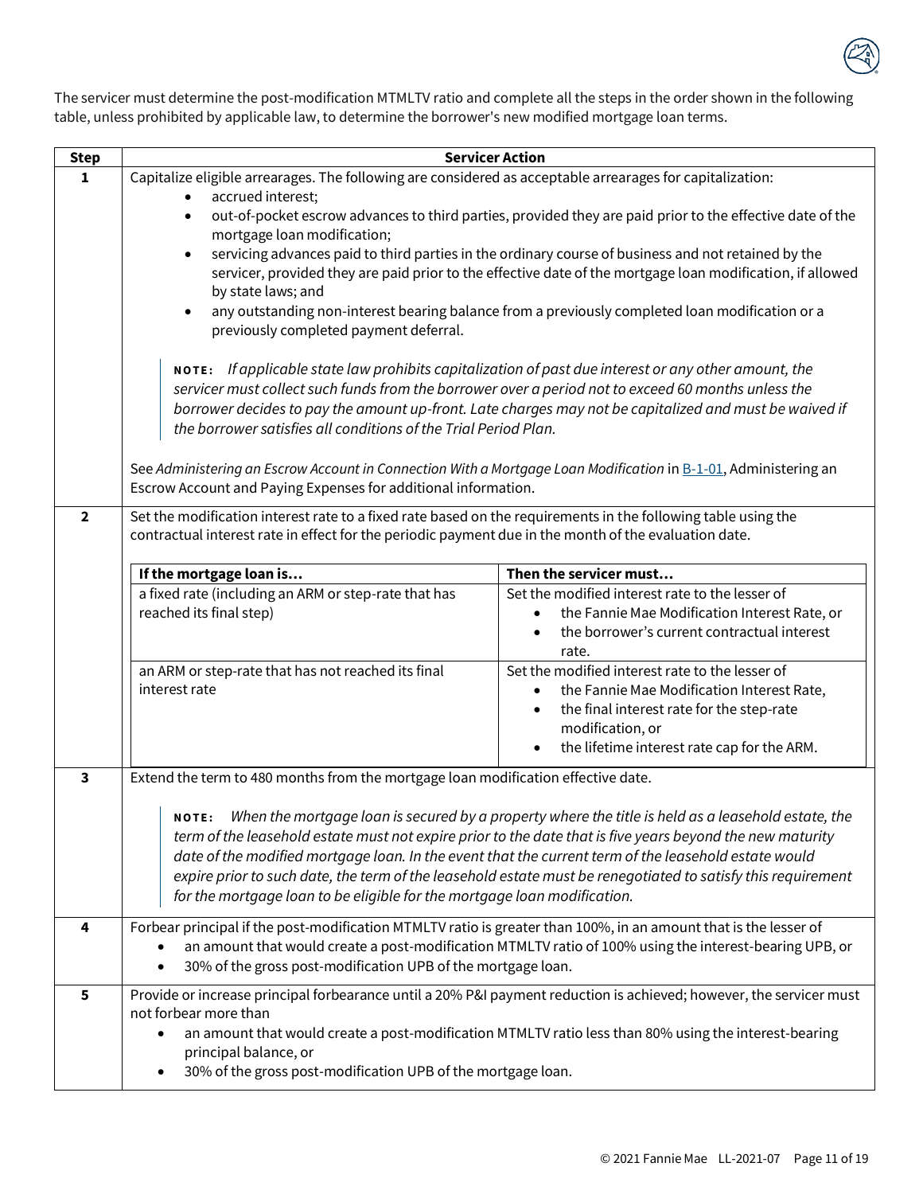The servicer must determine the post-modification MTMLTV ratio and complete all the steps in the order shown in the following table, unless prohibited by applicable law, to determine the borrower's new modified mortgage loan terms.

| Step | Servicer Action |
|---|---|
| **1** | Capitalize eligible arrearages. The following are considered as acceptable arrearages for capitalization:<br>• accrued interest;<br>• out-of-pocket escrow advances to third parties, provided they are paid prior to the effective date of the mortgage loan modification;<br>• servicing advances paid to third parties in the ordinary course of business and not retained by the servicer, provided they are paid prior to the effective date of the mortgage loan modification, if allowed by state laws; and<br>• any outstanding non-interest bearing balance from a previously completed loan modification or a previously completed payment deferral.<br><br>**NOTE:** *If applicable state law prohibits capitalization of past due interest or any other amount, the servicer must collect such funds from the borrower over a period not to exceed 60 months unless the borrower decides to pay the amount up-front. Late charges may not be capitalized and must be waived if the borrower satisfies all conditions of the Trial Period Plan.*<br><br>See *Administering an Escrow Account in Connection With a Mortgage Loan Modification* in B-1-01, Administering an Escrow Account and Paying Expenses for additional information. |
| **2** | Set the modification interest rate to a fixed rate based on the requirements in the following table using the contractual interest rate in effect for the periodic payment due in the month of the evaluation date.<br><br>**If the mortgage loan is…** → **Then the servicer must…**<br><br>a fixed rate (including an ARM or step-rate that has reached its final step) → Set the modified interest rate to the lesser of<br>• the Fannie Mae Modification Interest Rate, or<br>• the borrower's current contractual interest rate.<br><br>an ARM or step-rate that has not reached its final interest rate → Set the modified interest rate to the lesser of<br>• the Fannie Mae Modification Interest Rate,<br>• the final interest rate for the step-rate modification, or<br>• the lifetime interest rate cap for the ARM. |
| **3** | Extend the term to 480 months from the mortgage loan modification effective date.<br><br>**NOTE:** *When the mortgage loan is secured by a property where the title is held as a leasehold estate, the term of the leasehold estate must not expire prior to the date that is five years beyond the new maturity date of the modified mortgage loan. In the event that the current term of the leasehold estate would expire prior to such date, the term of the leasehold estate must be renegotiated to satisfy this requirement for the mortgage loan to be eligible for the mortgage loan modification.* |
| **4** | Forbear principal if the post-modification MTMLTV ratio is greater than 100%, in an amount that is the lesser of<br>• an amount that would create a post-modification MTMLTV ratio of 100% using the interest-bearing UPB, or<br>• 30% of the gross post-modification UPB of the mortgage loan. |
| **5** | Provide or increase principal forbearance until a 20% P&I payment reduction is achieved; however, the servicer must not forbear more than<br>• an amount that would create a post-modification MTMLTV ratio less than 80% using the interest-bearing principal balance, or<br>• 30% of the gross post-modification UPB of the mortgage loan. |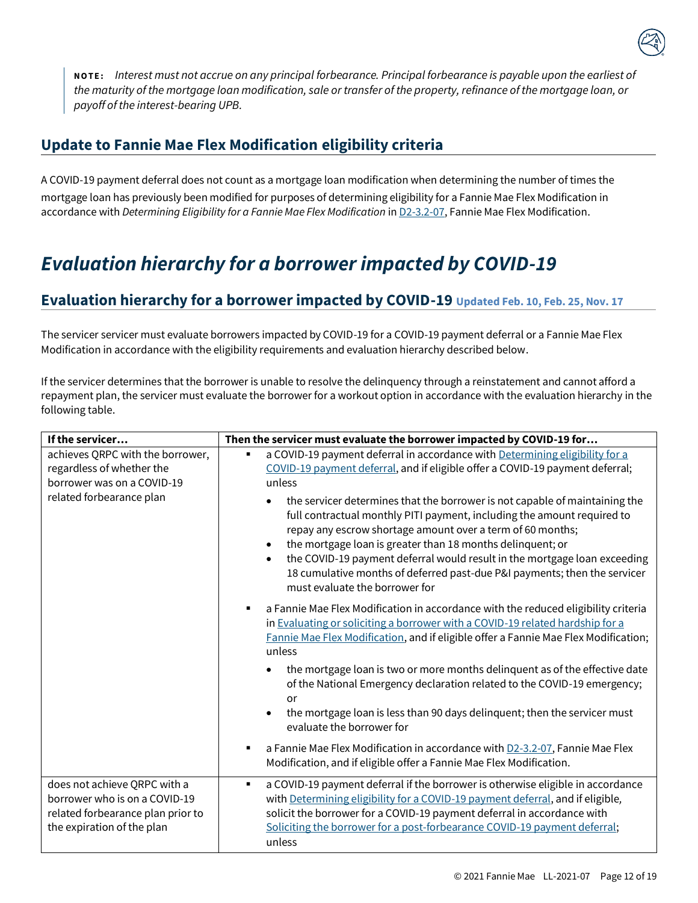> **NOTE:** *Interest must not accrue on any principal forbearance. Principal forbearance is payable upon the earliest of the maturity of the mortgage loan modification, sale or transfer of the property, refinance of the mortgage loan, or payoff of the interest-bearing UPB.*

## Update to Fannie Mae Flex Modification eligibility criteria

A COVID-19 payment deferral does not count as a mortgage loan modification when determining the number of times the mortgage loan has previously been modified for purposes of determining eligibility for a Fannie Mae Flex Modification in accordance with *Determining Eligibility for a Fannie Mae Flex Modification* in D2-3.2-07, Fannie Mae Flex Modification.

# *Evaluation hierarchy for a borrower impacted by COVID-19*

## Evaluation hierarchy for a borrower impacted by COVID-19 Updated Feb. 10, Feb. 25, Nov. 17

The servicer servicer must evaluate borrowers impacted by COVID-19 for a COVID-19 payment deferral or a Fannie Mae Flex Modification in accordance with the eligibility requirements and evaluation hierarchy described below.

If the servicer determines that the borrower is unable to resolve the delinquency through a reinstatement and cannot afford a repayment plan, the servicer must evaluate the borrower for a workout option in accordance with the evaluation hierarchy in the following table.

| If the servicer… | Then the servicer must evaluate the borrower impacted by COVID-19 for… |
|---|---|
| achieves QRPC with the borrower, regardless of whether the borrower was on a COVID-19 related forbearance plan | ▪ a COVID-19 payment deferral in accordance with Determining eligibility for a COVID-19 payment deferral, and if eligible offer a COVID-19 payment deferral; unless<br>• the servicer determines that the borrower is not capable of maintaining the full contractual monthly PITI payment, including the amount required to repay any escrow shortage amount over a term of 60 months;<br>• the mortgage loan is greater than 18 months delinquent; or<br>• the COVID-19 payment deferral would result in the mortgage loan exceeding 18 cumulative months of deferred past-due P&I payments; then the servicer must evaluate the borrower for<br><br>▪ a Fannie Mae Flex Modification in accordance with the reduced eligibility criteria in Evaluating or soliciting a borrower with a COVID-19 related hardship for a Fannie Mae Flex Modification, and if eligible offer a Fannie Mae Flex Modification; unless<br>• the mortgage loan is two or more months delinquent as of the effective date of the National Emergency declaration related to the COVID-19 emergency; or<br>• the mortgage loan is less than 90 days delinquent; then the servicer must evaluate the borrower for<br><br>▪ a Fannie Mae Flex Modification in accordance with D2-3.2-07, Fannie Mae Flex Modification, and if eligible offer a Fannie Mae Flex Modification. |
| does not achieve QRPC with a borrower who is on a COVID-19 related forbearance plan prior to the expiration of the plan | ▪ a COVID-19 payment deferral if the borrower is otherwise eligible in accordance with Determining eligibility for a COVID-19 payment deferral, and if eligible, solicit the borrower for a COVID-19 payment deferral in accordance with Soliciting the borrower for a post-forbearance COVID-19 payment deferral; unless |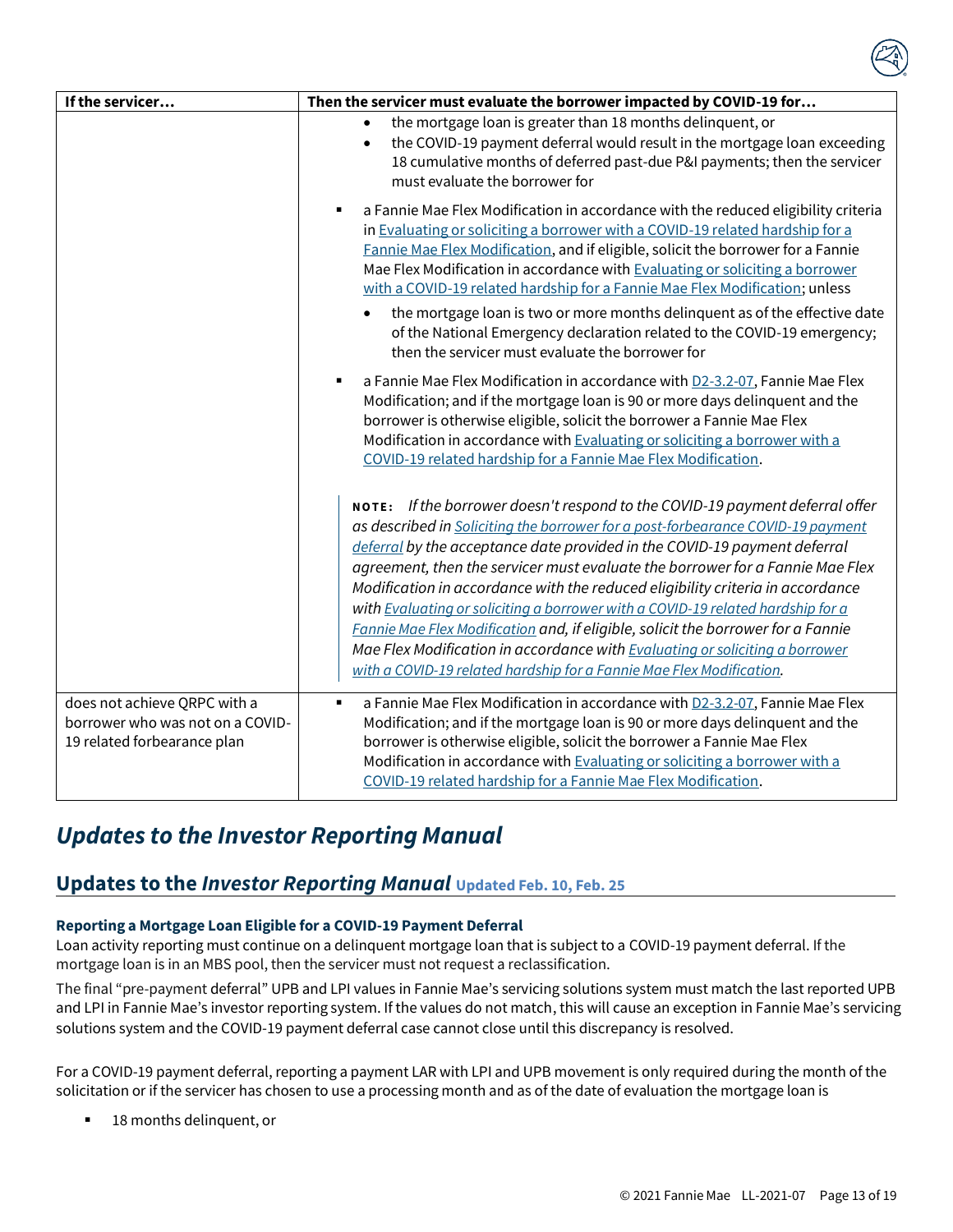| If the servicer… | Then the servicer must evaluate the borrower impacted by COVID-19 for… |
|---|---|
| | • the mortgage loan is greater than 18 months delinquent, or<br>• the COVID-19 payment deferral would result in the mortgage loan exceeding 18 cumulative months of deferred past-due P&I payments; then the servicer must evaluate the borrower for<br><br>▪ a Fannie Mae Flex Modification in accordance with the reduced eligibility criteria in Evaluating or soliciting a borrower with a COVID-19 related hardship for a Fannie Mae Flex Modification, and if eligible, solicit the borrower for a Fannie Mae Flex Modification in accordance with Evaluating or soliciting a borrower with a COVID-19 related hardship for a Fannie Mae Flex Modification; unless<br><br>• the mortgage loan is two or more months delinquent as of the effective date of the National Emergency declaration related to the COVID-19 emergency; then the servicer must evaluate the borrower for<br><br>▪ a Fannie Mae Flex Modification in accordance with D2-3.2-07, Fannie Mae Flex Modification; and if the mortgage loan is 90 or more days delinquent and the borrower is otherwise eligible, solicit the borrower a Fannie Mae Flex Modification in accordance with Evaluating or soliciting a borrower with a COVID-19 related hardship for a Fannie Mae Flex Modification.<br><br>**NOTE:** *If the borrower doesn't respond to the COVID-19 payment deferral offer as described in Soliciting the borrower for a post-forbearance COVID-19 payment deferral by the acceptance date provided in the COVID-19 payment deferral agreement, then the servicer must evaluate the borrower for a Fannie Mae Flex Modification in accordance with the reduced eligibility criteria in accordance with Evaluating or soliciting a borrower with a COVID-19 related hardship for a Fannie Mae Flex Modification and, if eligible, solicit the borrower for a Fannie Mae Flex Modification in accordance with Evaluating or soliciting a borrower with a COVID-19 related hardship for a Fannie Mae Flex Modification.* |
| does not achieve QRPC with a borrower who was not on a COVID-19 related forbearance plan | ▪ a Fannie Mae Flex Modification in accordance with D2-3.2-07, Fannie Mae Flex Modification; and if the mortgage loan is 90 or more days delinquent and the borrower is otherwise eligible, solicit the borrower a Fannie Mae Flex Modification in accordance with Evaluating or soliciting a borrower with a COVID-19 related hardship for a Fannie Mae Flex Modification. |

# *Updates to the Investor Reporting Manual*

## Updates to the *Investor Reporting Manual* Updated Feb. 10, Feb. 25

**Reporting a Mortgage Loan Eligible for a COVID-19 Payment Deferral**

Loan activity reporting must continue on a delinquent mortgage loan that is subject to a COVID-19 payment deferral. If the mortgage loan is in an MBS pool, then the servicer must not request a reclassification.

The final "pre-payment deferral" UPB and LPI values in Fannie Mae's servicing solutions system must match the last reported UPB and LPI in Fannie Mae's investor reporting system. If the values do not match, this will cause an exception in Fannie Mae's servicing solutions system and the COVID-19 payment deferral case cannot close until this discrepancy is resolved.

For a COVID-19 payment deferral, reporting a payment LAR with LPI and UPB movement is only required during the month of the solicitation or if the servicer has chosen to use a processing month and as of the date of evaluation the mortgage loan is

- 18 months delinquent, or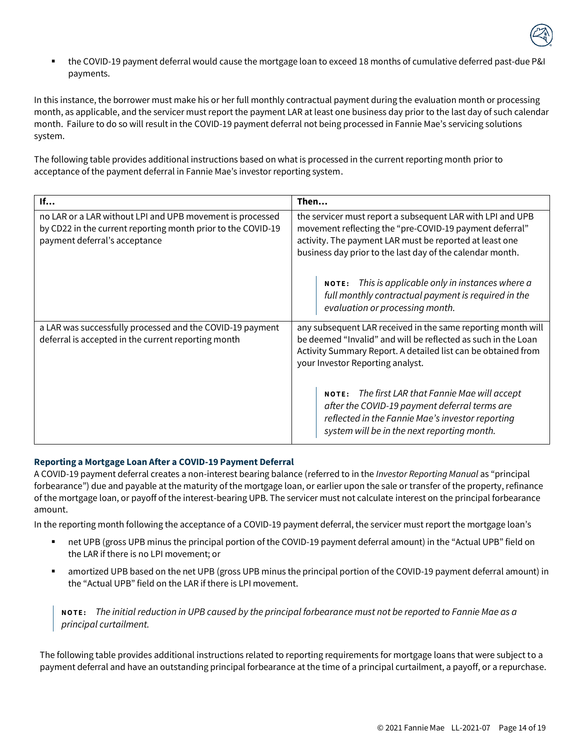- the COVID-19 payment deferral would cause the mortgage loan to exceed 18 months of cumulative deferred past-due P&I payments.

In this instance, the borrower must make his or her full monthly contractual payment during the evaluation month or processing month, as applicable, and the servicer must report the payment LAR at least one business day prior to the last day of such calendar month. Failure to do so will result in the COVID-19 payment deferral not being processed in Fannie Mae's servicing solutions system.

The following table provides additional instructions based on what is processed in the current reporting month prior to acceptance of the payment deferral in Fannie Mae's investor reporting system.

| If… | Then… |
|---|---|
| no LAR or a LAR without LPI and UPB movement is processed by CD22 in the current reporting month prior to the COVID-19 payment deferral's acceptance | the servicer must report a subsequent LAR with LPI and UPB movement reflecting the "pre-COVID-19 payment deferral" activity. The payment LAR must be reported at least one business day prior to the last day of the calendar month.<br><br>**NOTE:** *This is applicable only in instances where a full monthly contractual payment is required in the evaluation or processing month.* |
| a LAR was successfully processed and the COVID-19 payment deferral is accepted in the current reporting month | any subsequent LAR received in the same reporting month will be deemed "Invalid" and will be reflected as such in the Loan Activity Summary Report. A detailed list can be obtained from your Investor Reporting analyst.<br><br>**NOTE:** *The first LAR that Fannie Mae will accept after the COVID-19 payment deferral terms are reflected in the Fannie Mae's investor reporting system will be in the next reporting month.* |

### Reporting a Mortgage Loan After a COVID-19 Payment Deferral

A COVID-19 payment deferral creates a non-interest bearing balance (referred to in the *Investor Reporting Manual* as "principal forbearance") due and payable at the maturity of the mortgage loan, or earlier upon the sale or transfer of the property, refinance of the mortgage loan, or payoff of the interest-bearing UPB. The servicer must not calculate interest on the principal forbearance amount.

In the reporting month following the acceptance of a COVID-19 payment deferral, the servicer must report the mortgage loan's

- net UPB (gross UPB minus the principal portion of the COVID-19 payment deferral amount) in the "Actual UPB" field on the LAR if there is no LPI movement; or
- amortized UPB based on the net UPB (gross UPB minus the principal portion of the COVID-19 payment deferral amount) in the "Actual UPB" field on the LAR if there is LPI movement.

> **NOTE:** *The initial reduction in UPB caused by the principal forbearance must not be reported to Fannie Mae as a principal curtailment.*

The following table provides additional instructions related to reporting requirements for mortgage loans that were subject to a payment deferral and have an outstanding principal forbearance at the time of a principal curtailment, a payoff, or a repurchase.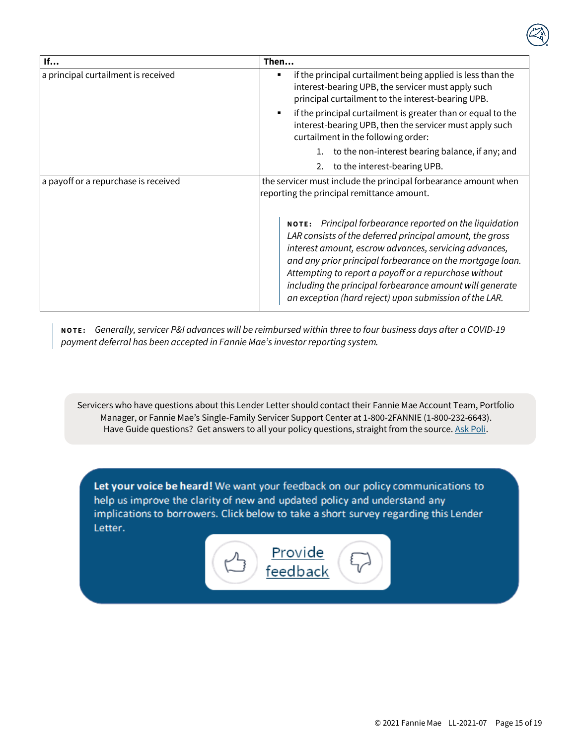| If… | Then… |
|---|---|
| a principal curtailment is received | ▪ if the principal curtailment being applied is less than the interest-bearing UPB, the servicer must apply such principal curtailment to the interest-bearing UPB.<br>▪ if the principal curtailment is greater than or equal to the interest-bearing UPB, then the servicer must apply such curtailment in the following order:<br>1. to the non-interest bearing balance, if any; and<br>2. to the interest-bearing UPB. |
| a payoff or a repurchase is received | the servicer must include the principal forbearance amount when reporting the principal remittance amount.<br><br>**NOTE:** *Principal forbearance reported on the liquidation LAR consists of the deferred principal amount, the gross interest amount, escrow advances, servicing advances, and any prior principal forbearance on the mortgage loan. Attempting to report a payoff or a repurchase without including the principal forbearance amount will generate an exception (hard reject) upon submission of the LAR.* |

**NOTE:** *Generally, servicer P&I advances will be reimbursed within three to four business days after a COVID-19 payment deferral has been accepted in Fannie Mae's investor reporting system.*

Servicers who have questions about this Lender Letter should contact their Fannie Mae Account Team, Portfolio Manager, or Fannie Mae's Single-Family Servicer Support Center at 1-800-2FANNIE (1-800-232-6643). Have Guide questions? Get answers to all your policy questions, straight from the source. Ask Poli.

**Let your voice be heard!** We want your feedback on our policy communications to help us improve the clarity of new and updated policy and understand any implications to borrowers. Click below to take a short survey regarding this Lender Letter.

Provide feedback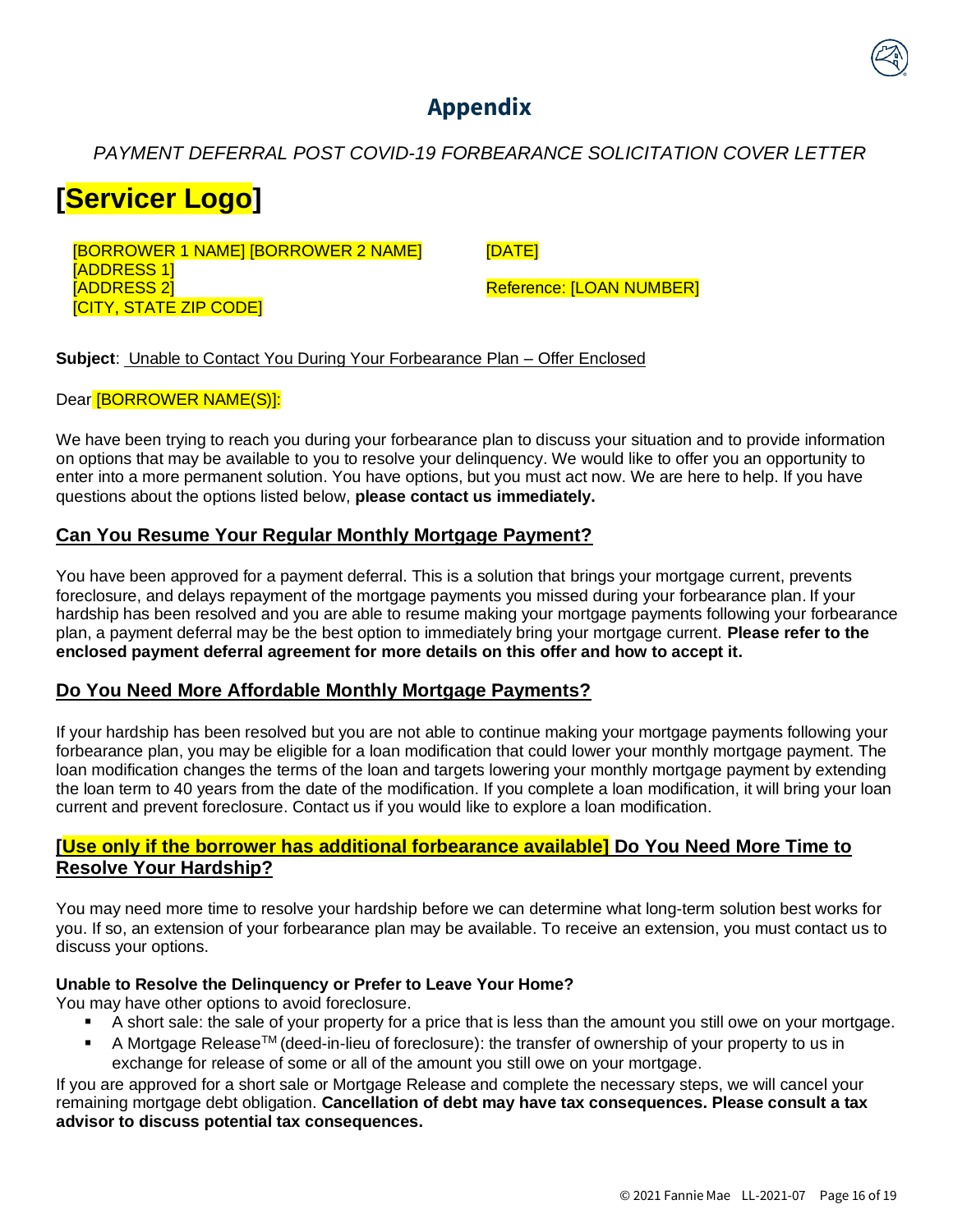# Appendix

*PAYMENT DEFERRAL POST COVID-19 FORBEARANCE SOLICITATION COVER LETTER*

# [Servicer Logo]

[BORROWER 1 NAME] [BORROWER 2 NAME]
[ADDRESS 1]
[ADDRESS 2]
[CITY, STATE ZIP CODE]

[DATE]

Reference: [LOAN NUMBER]

**Subject**: Unable to Contact You During Your Forbearance Plan – Offer Enclosed

Dear [BORROWER NAME(S)]:

We have been trying to reach you during your forbearance plan to discuss your situation and to provide information on options that may be available to you to resolve your delinquency. We would like to offer you an opportunity to enter into a more permanent solution. You have options, but you must act now. We are here to help. If you have questions about the options listed below, **please contact us immediately.**

## Can You Resume Your Regular Monthly Mortgage Payment?

You have been approved for a payment deferral. This is a solution that brings your mortgage current, prevents foreclosure, and delays repayment of the mortgage payments you missed during your forbearance plan. If your hardship has been resolved and you are able to resume making your mortgage payments following your forbearance plan, a payment deferral may be the best option to immediately bring your mortgage current. **Please refer to the enclosed payment deferral agreement for more details on this offer and how to accept it.**

## Do You Need More Affordable Monthly Mortgage Payments?

If your hardship has been resolved but you are not able to continue making your mortgage payments following your forbearance plan, you may be eligible for a loan modification that could lower your monthly mortgage payment. The loan modification changes the terms of the loan and targets lowering your monthly mortgage payment by extending the loan term to 40 years from the date of the modification. If you complete a loan modification, it will bring your loan current and prevent foreclosure. Contact us if you would like to explore a loan modification.

## [Use only if the borrower has additional forbearance available] Do You Need More Time to Resolve Your Hardship?

You may need more time to resolve your hardship before we can determine what long-term solution best works for you. If so, an extension of your forbearance plan may be available. To receive an extension, you must contact us to discuss your options.

**Unable to Resolve the Delinquency or Prefer to Leave Your Home?**

You may have other options to avoid foreclosure.

- A short sale: the sale of your property for a price that is less than the amount you still owe on your mortgage.
- A Mortgage Release™ (deed-in-lieu of foreclosure): the transfer of ownership of your property to us in exchange for release of some or all of the amount you still owe on your mortgage.

If you are approved for a short sale or Mortgage Release and complete the necessary steps, we will cancel your remaining mortgage debt obligation. **Cancellation of debt may have tax consequences. Please consult a tax advisor to discuss potential tax consequences.**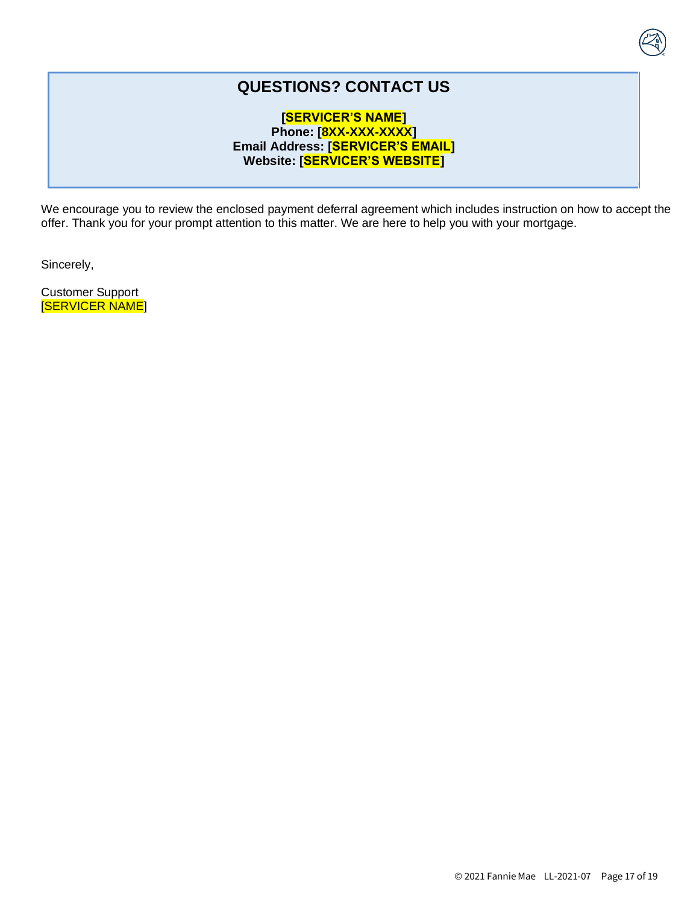## QUESTIONS? CONTACT US

**[SERVICER'S NAME]**
**Phone: [8XX-XXX-XXXX]**
**Email Address: [SERVICER'S EMAIL]**
**Website: [SERVICER'S WEBSITE]**

We encourage you to review the enclosed payment deferral agreement which includes instruction on how to accept the offer. Thank you for your prompt attention to this matter. We are here to help you with your mortgage.

Sincerely,

Customer Support
[SERVICER NAME]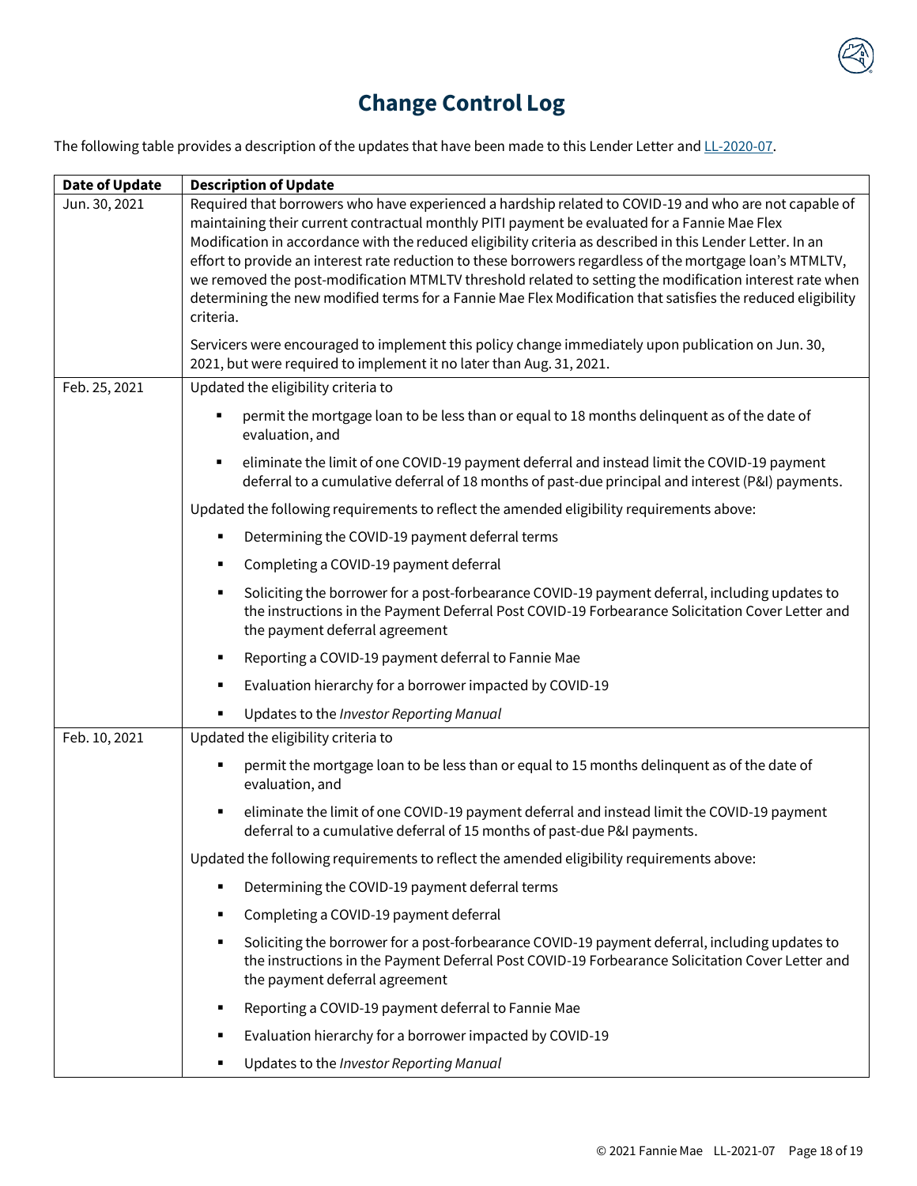# Change Control Log

The following table provides a description of the updates that have been made to this Lender Letter and LL-2020-07.

| Date of Update | Description of Update |
|---|---|
| Jun. 30, 2021 | Required that borrowers who have experienced a hardship related to COVID-19 and who are not capable of maintaining their current contractual monthly PITI payment be evaluated for a Fannie Mae Flex Modification in accordance with the reduced eligibility criteria as described in this Lender Letter. In an effort to provide an interest rate reduction to these borrowers regardless of the mortgage loan's MTMLTV, we removed the post-modification MTMLTV threshold related to setting the modification interest rate when determining the new modified terms for a Fannie Mae Flex Modification that satisfies the reduced eligibility criteria.<br><br>Servicers were encouraged to implement this policy change immediately upon publication on Jun. 30, 2021, but were required to implement it no later than Aug. 31, 2021. |
| Feb. 25, 2021 | Updated the eligibility criteria to<br>▪ permit the mortgage loan to be less than or equal to 18 months delinquent as of the date of evaluation, and<br>▪ eliminate the limit of one COVID-19 payment deferral and instead limit the COVID-19 payment deferral to a cumulative deferral of 18 months of past-due principal and interest (P&I) payments.<br><br>Updated the following requirements to reflect the amended eligibility requirements above:<br>▪ Determining the COVID-19 payment deferral terms<br>▪ Completing a COVID-19 payment deferral<br>▪ Soliciting the borrower for a post-forbearance COVID-19 payment deferral, including updates to the instructions in the Payment Deferral Post COVID-19 Forbearance Solicitation Cover Letter and the payment deferral agreement<br>▪ Reporting a COVID-19 payment deferral to Fannie Mae<br>▪ Evaluation hierarchy for a borrower impacted by COVID-19<br>▪ Updates to the *Investor Reporting Manual* |
| Feb. 10, 2021 | Updated the eligibility criteria to<br>▪ permit the mortgage loan to be less than or equal to 15 months delinquent as of the date of evaluation, and<br>▪ eliminate the limit of one COVID-19 payment deferral and instead limit the COVID-19 payment deferral to a cumulative deferral of 15 months of past-due P&I payments.<br><br>Updated the following requirements to reflect the amended eligibility requirements above:<br>▪ Determining the COVID-19 payment deferral terms<br>▪ Completing a COVID-19 payment deferral<br>▪ Soliciting the borrower for a post-forbearance COVID-19 payment deferral, including updates to the instructions in the Payment Deferral Post COVID-19 Forbearance Solicitation Cover Letter and the payment deferral agreement<br>▪ Reporting a COVID-19 payment deferral to Fannie Mae<br>▪ Evaluation hierarchy for a borrower impacted by COVID-19<br>▪ Updates to the *Investor Reporting Manual* |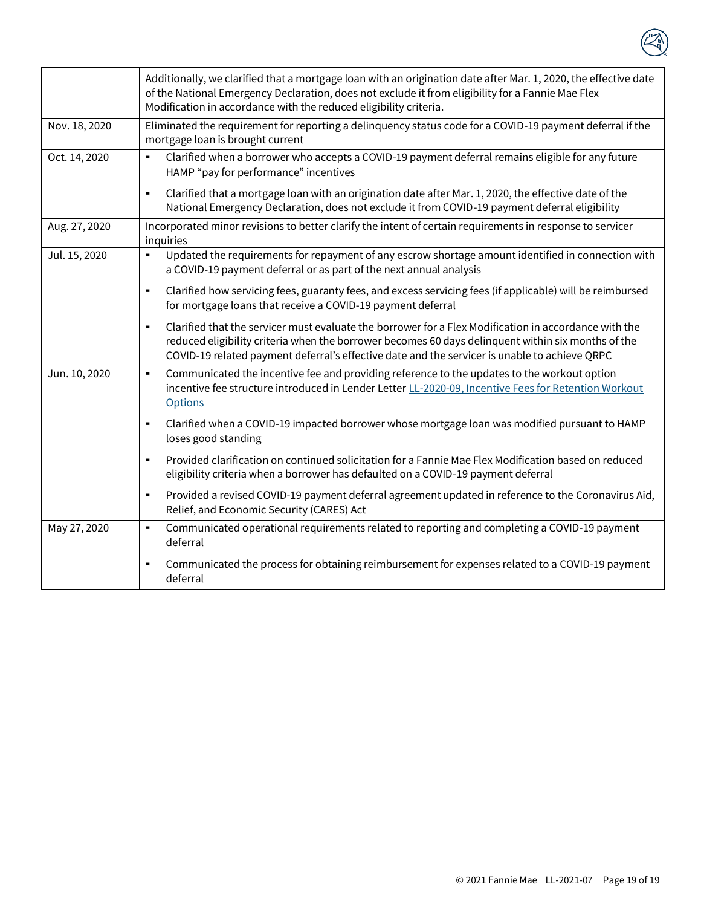| | |
|---|---|
| | Additionally, we clarified that a mortgage loan with an origination date after Mar. 1, 2020, the effective date of the National Emergency Declaration, does not exclude it from eligibility for a Fannie Mae Flex Modification in accordance with the reduced eligibility criteria. |
| Nov. 18, 2020 | Eliminated the requirement for reporting a delinquency status code for a COVID-19 payment deferral if the mortgage loan is brought current |
| Oct. 14, 2020 | ▪ Clarified when a borrower who accepts a COVID-19 payment deferral remains eligible for any future HAMP "pay for performance" incentives<br>▪ Clarified that a mortgage loan with an origination date after Mar. 1, 2020, the effective date of the National Emergency Declaration, does not exclude it from COVID-19 payment deferral eligibility |
| Aug. 27, 2020 | Incorporated minor revisions to better clarify the intent of certain requirements in response to servicer inquiries |
| Jul. 15, 2020 | ▪ Updated the requirements for repayment of any escrow shortage amount identified in connection with a COVID-19 payment deferral or as part of the next annual analysis<br>▪ Clarified how servicing fees, guaranty fees, and excess servicing fees (if applicable) will be reimbursed for mortgage loans that receive a COVID-19 payment deferral<br>▪ Clarified that the servicer must evaluate the borrower for a Flex Modification in accordance with the reduced eligibility criteria when the borrower becomes 60 days delinquent within six months of the COVID-19 related payment deferral's effective date and the servicer is unable to achieve QRPC |
| Jun. 10, 2020 | ▪ Communicated the incentive fee and providing reference to the updates to the workout option incentive fee structure introduced in Lender Letter LL-2020-09, Incentive Fees for Retention Workout Options<br>▪ Clarified when a COVID-19 impacted borrower whose mortgage loan was modified pursuant to HAMP loses good standing<br>▪ Provided clarification on continued solicitation for a Fannie Mae Flex Modification based on reduced eligibility criteria when a borrower has defaulted on a COVID-19 payment deferral<br>▪ Provided a revised COVID-19 payment deferral agreement updated in reference to the Coronavirus Aid, Relief, and Economic Security (CARES) Act |
| May 27, 2020 | ▪ Communicated operational requirements related to reporting and completing a COVID-19 payment deferral<br>▪ Communicated the process for obtaining reimbursement for expenses related to a COVID-19 payment deferral |